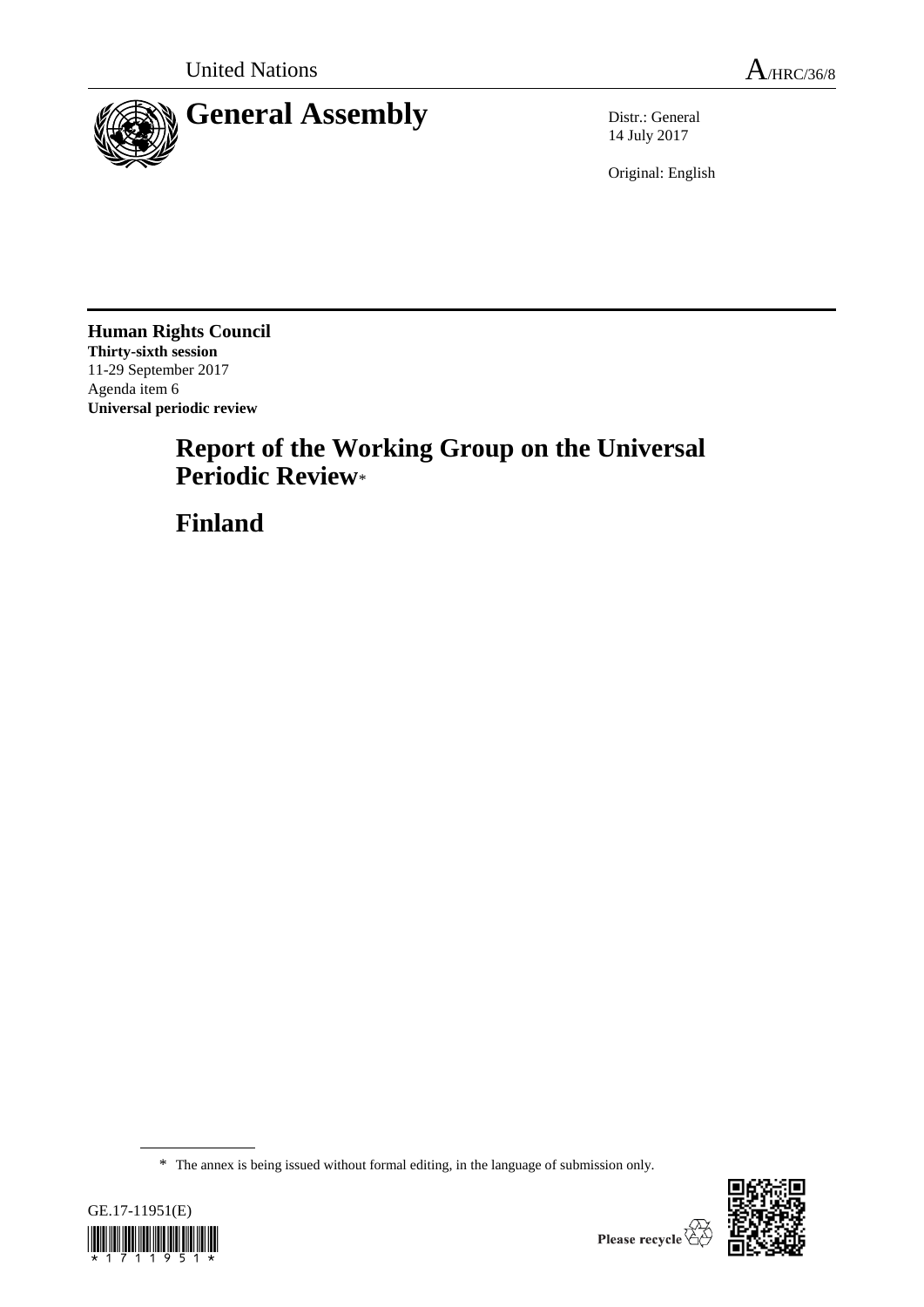United Nations

A/HRC/36/8

# General Assembly

Distr.: General
14 July 2017

Original: English

**Human Rights Council**
**Thirty-sixth session**
11-29 September 2017
Agenda item 6
**Universal periodic review**

## Report of the Working Group on the Universal Periodic Review*

## Finland

\* The annex is being issued without formal editing, in the language of submission only.

GE.17-11951(E)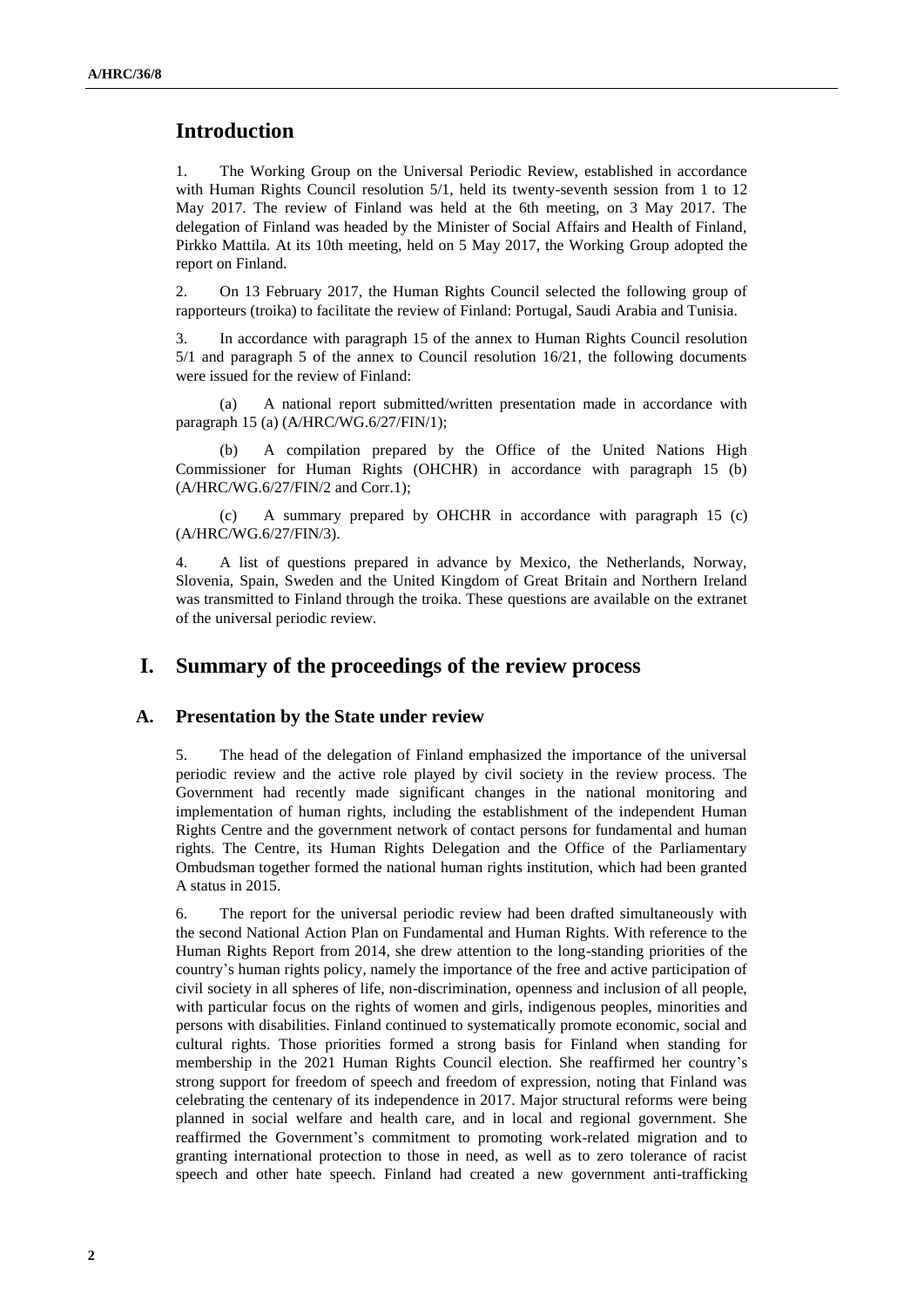# Introduction

1. The Working Group on the Universal Periodic Review, established in accordance with Human Rights Council resolution 5/1, held its twenty-seventh session from 1 to 12 May 2017. The review of Finland was held at the 6th meeting, on 3 May 2017. The delegation of Finland was headed by the Minister of Social Affairs and Health of Finland, Pirkko Mattila. At its 10th meeting, held on 5 May 2017, the Working Group adopted the report on Finland.

2. On 13 February 2017, the Human Rights Council selected the following group of rapporteurs (troika) to facilitate the review of Finland: Portugal, Saudi Arabia and Tunisia.

3. In accordance with paragraph 15 of the annex to Human Rights Council resolution 5/1 and paragraph 5 of the annex to Council resolution 16/21, the following documents were issued for the review of Finland:

(a) A national report submitted/written presentation made in accordance with paragraph 15 (a) (A/HRC/WG.6/27/FIN/1);

(b) A compilation prepared by the Office of the United Nations High Commissioner for Human Rights (OHCHR) in accordance with paragraph 15 (b) (A/HRC/WG.6/27/FIN/2 and Corr.1);

(c) A summary prepared by OHCHR in accordance with paragraph 15 (c) (A/HRC/WG.6/27/FIN/3).

4. A list of questions prepared in advance by Mexico, the Netherlands, Norway, Slovenia, Spain, Sweden and the United Kingdom of Great Britain and Northern Ireland was transmitted to Finland through the troika. These questions are available on the extranet of the universal periodic review.

# I. Summary of the proceedings of the review process

## A. Presentation by the State under review

5. The head of the delegation of Finland emphasized the importance of the universal periodic review and the active role played by civil society in the review process. The Government had recently made significant changes in the national monitoring and implementation of human rights, including the establishment of the independent Human Rights Centre and the government network of contact persons for fundamental and human rights. The Centre, its Human Rights Delegation and the Office of the Parliamentary Ombudsman together formed the national human rights institution, which had been granted A status in 2015.

6. The report for the universal periodic review had been drafted simultaneously with the second National Action Plan on Fundamental and Human Rights. With reference to the Human Rights Report from 2014, she drew attention to the long-standing priorities of the country's human rights policy, namely the importance of the free and active participation of civil society in all spheres of life, non-discrimination, openness and inclusion of all people, with particular focus on the rights of women and girls, indigenous peoples, minorities and persons with disabilities. Finland continued to systematically promote economic, social and cultural rights. Those priorities formed a strong basis for Finland when standing for membership in the 2021 Human Rights Council election. She reaffirmed her country's strong support for freedom of speech and freedom of expression, noting that Finland was celebrating the centenary of its independence in 2017. Major structural reforms were being planned in social welfare and health care, and in local and regional government. She reaffirmed the Government's commitment to promoting work-related migration and to granting international protection to those in need, as well as to zero tolerance of racist speech and other hate speech. Finland had created a new government anti-trafficking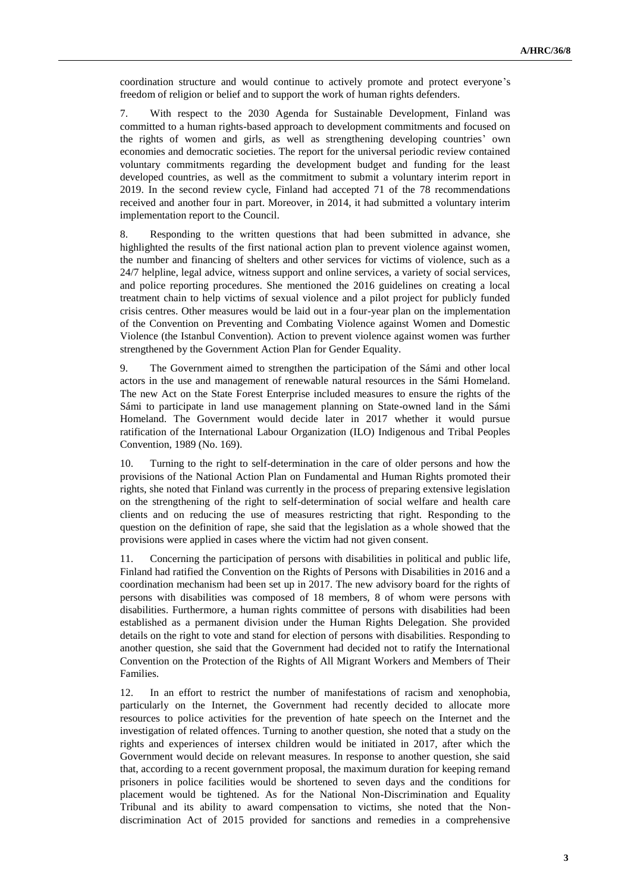coordination structure and would continue to actively promote and protect everyone's freedom of religion or belief and to support the work of human rights defenders.

7. With respect to the 2030 Agenda for Sustainable Development, Finland was committed to a human rights-based approach to development commitments and focused on the rights of women and girls, as well as strengthening developing countries' own economies and democratic societies. The report for the universal periodic review contained voluntary commitments regarding the development budget and funding for the least developed countries, as well as the commitment to submit a voluntary interim report in 2019. In the second review cycle, Finland had accepted 71 of the 78 recommendations received and another four in part. Moreover, in 2014, it had submitted a voluntary interim implementation report to the Council.

8. Responding to the written questions that had been submitted in advance, she highlighted the results of the first national action plan to prevent violence against women, the number and financing of shelters and other services for victims of violence, such as a 24/7 helpline, legal advice, witness support and online services, a variety of social services, and police reporting procedures. She mentioned the 2016 guidelines on creating a local treatment chain to help victims of sexual violence and a pilot project for publicly funded crisis centres. Other measures would be laid out in a four-year plan on the implementation of the Convention on Preventing and Combating Violence against Women and Domestic Violence (the Istanbul Convention). Action to prevent violence against women was further strengthened by the Government Action Plan for Gender Equality.

9. The Government aimed to strengthen the participation of the Sámi and other local actors in the use and management of renewable natural resources in the Sámi Homeland. The new Act on the State Forest Enterprise included measures to ensure the rights of the Sámi to participate in land use management planning on State-owned land in the Sámi Homeland. The Government would decide later in 2017 whether it would pursue ratification of the International Labour Organization (ILO) Indigenous and Tribal Peoples Convention, 1989 (No. 169).

10. Turning to the right to self-determination in the care of older persons and how the provisions of the National Action Plan on Fundamental and Human Rights promoted their rights, she noted that Finland was currently in the process of preparing extensive legislation on the strengthening of the right to self-determination of social welfare and health care clients and on reducing the use of measures restricting that right. Responding to the question on the definition of rape, she said that the legislation as a whole showed that the provisions were applied in cases where the victim had not given consent.

11. Concerning the participation of persons with disabilities in political and public life, Finland had ratified the Convention on the Rights of Persons with Disabilities in 2016 and a coordination mechanism had been set up in 2017. The new advisory board for the rights of persons with disabilities was composed of 18 members, 8 of whom were persons with disabilities. Furthermore, a human rights committee of persons with disabilities had been established as a permanent division under the Human Rights Delegation. She provided details on the right to vote and stand for election of persons with disabilities. Responding to another question, she said that the Government had decided not to ratify the International Convention on the Protection of the Rights of All Migrant Workers and Members of Their Families.

12. In an effort to restrict the number of manifestations of racism and xenophobia, particularly on the Internet, the Government had recently decided to allocate more resources to police activities for the prevention of hate speech on the Internet and the investigation of related offences. Turning to another question, she noted that a study on the rights and experiences of intersex children would be initiated in 2017, after which the Government would decide on relevant measures. In response to another question, she said that, according to a recent government proposal, the maximum duration for keeping remand prisoners in police facilities would be shortened to seven days and the conditions for placement would be tightened. As for the National Non-Discrimination and Equality Tribunal and its ability to award compensation to victims, she noted that the Non-discrimination Act of 2015 provided for sanctions and remedies in a comprehensive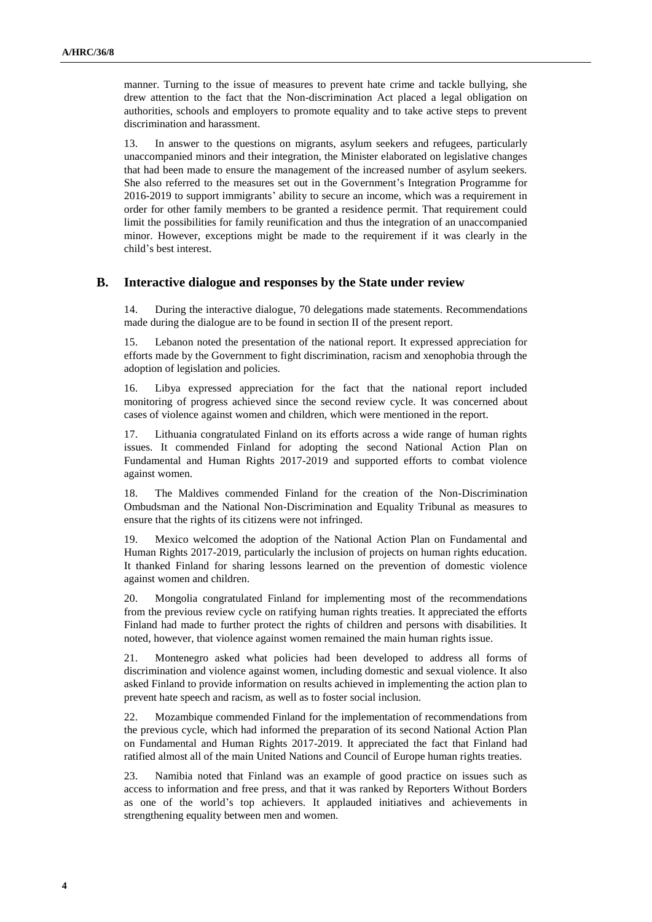manner. Turning to the issue of measures to prevent hate crime and tackle bullying, she drew attention to the fact that the Non-discrimination Act placed a legal obligation on authorities, schools and employers to promote equality and to take active steps to prevent discrimination and harassment.

13. In answer to the questions on migrants, asylum seekers and refugees, particularly unaccompanied minors and their integration, the Minister elaborated on legislative changes that had been made to ensure the management of the increased number of asylum seekers. She also referred to the measures set out in the Government's Integration Programme for 2016-2019 to support immigrants' ability to secure an income, which was a requirement in order for other family members to be granted a residence permit. That requirement could limit the possibilities for family reunification and thus the integration of an unaccompanied minor. However, exceptions might be made to the requirement if it was clearly in the child's best interest.

## B. Interactive dialogue and responses by the State under review

14. During the interactive dialogue, 70 delegations made statements. Recommendations made during the dialogue are to be found in section II of the present report.

15. Lebanon noted the presentation of the national report. It expressed appreciation for efforts made by the Government to fight discrimination, racism and xenophobia through the adoption of legislation and policies.

16. Libya expressed appreciation for the fact that the national report included monitoring of progress achieved since the second review cycle. It was concerned about cases of violence against women and children, which were mentioned in the report.

17. Lithuania congratulated Finland on its efforts across a wide range of human rights issues. It commended Finland for adopting the second National Action Plan on Fundamental and Human Rights 2017-2019 and supported efforts to combat violence against women.

18. The Maldives commended Finland for the creation of the Non-Discrimination Ombudsman and the National Non-Discrimination and Equality Tribunal as measures to ensure that the rights of its citizens were not infringed.

19. Mexico welcomed the adoption of the National Action Plan on Fundamental and Human Rights 2017-2019, particularly the inclusion of projects on human rights education. It thanked Finland for sharing lessons learned on the prevention of domestic violence against women and children.

20. Mongolia congratulated Finland for implementing most of the recommendations from the previous review cycle on ratifying human rights treaties. It appreciated the efforts Finland had made to further protect the rights of children and persons with disabilities. It noted, however, that violence against women remained the main human rights issue.

21. Montenegro asked what policies had been developed to address all forms of discrimination and violence against women, including domestic and sexual violence. It also asked Finland to provide information on results achieved in implementing the action plan to prevent hate speech and racism, as well as to foster social inclusion.

22. Mozambique commended Finland for the implementation of recommendations from the previous cycle, which had informed the preparation of its second National Action Plan on Fundamental and Human Rights 2017-2019. It appreciated the fact that Finland had ratified almost all of the main United Nations and Council of Europe human rights treaties.

23. Namibia noted that Finland was an example of good practice on issues such as access to information and free press, and that it was ranked by Reporters Without Borders as one of the world's top achievers. It applauded initiatives and achievements in strengthening equality between men and women.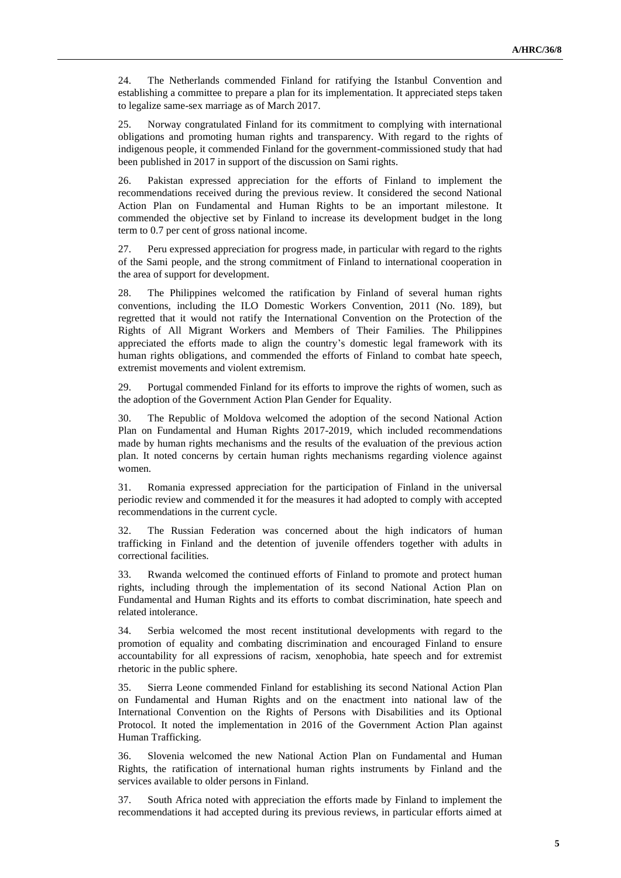24. The Netherlands commended Finland for ratifying the Istanbul Convention and establishing a committee to prepare a plan for its implementation. It appreciated steps taken to legalize same-sex marriage as of March 2017.

25. Norway congratulated Finland for its commitment to complying with international obligations and promoting human rights and transparency. With regard to the rights of indigenous people, it commended Finland for the government-commissioned study that had been published in 2017 in support of the discussion on Sami rights.

26. Pakistan expressed appreciation for the efforts of Finland to implement the recommendations received during the previous review. It considered the second National Action Plan on Fundamental and Human Rights to be an important milestone. It commended the objective set by Finland to increase its development budget in the long term to 0.7 per cent of gross national income.

27. Peru expressed appreciation for progress made, in particular with regard to the rights of the Sami people, and the strong commitment of Finland to international cooperation in the area of support for development.

28. The Philippines welcomed the ratification by Finland of several human rights conventions, including the ILO Domestic Workers Convention, 2011 (No. 189), but regretted that it would not ratify the International Convention on the Protection of the Rights of All Migrant Workers and Members of Their Families. The Philippines appreciated the efforts made to align the country's domestic legal framework with its human rights obligations, and commended the efforts of Finland to combat hate speech, extremist movements and violent extremism.

29. Portugal commended Finland for its efforts to improve the rights of women, such as the adoption of the Government Action Plan Gender for Equality.

30. The Republic of Moldova welcomed the adoption of the second National Action Plan on Fundamental and Human Rights 2017-2019, which included recommendations made by human rights mechanisms and the results of the evaluation of the previous action plan. It noted concerns by certain human rights mechanisms regarding violence against women.

31. Romania expressed appreciation for the participation of Finland in the universal periodic review and commended it for the measures it had adopted to comply with accepted recommendations in the current cycle.

32. The Russian Federation was concerned about the high indicators of human trafficking in Finland and the detention of juvenile offenders together with adults in correctional facilities.

33. Rwanda welcomed the continued efforts of Finland to promote and protect human rights, including through the implementation of its second National Action Plan on Fundamental and Human Rights and its efforts to combat discrimination, hate speech and related intolerance.

34. Serbia welcomed the most recent institutional developments with regard to the promotion of equality and combating discrimination and encouraged Finland to ensure accountability for all expressions of racism, xenophobia, hate speech and for extremist rhetoric in the public sphere.

35. Sierra Leone commended Finland for establishing its second National Action Plan on Fundamental and Human Rights and on the enactment into national law of the International Convention on the Rights of Persons with Disabilities and its Optional Protocol. It noted the implementation in 2016 of the Government Action Plan against Human Trafficking.

36. Slovenia welcomed the new National Action Plan on Fundamental and Human Rights, the ratification of international human rights instruments by Finland and the services available to older persons in Finland.

37. South Africa noted with appreciation the efforts made by Finland to implement the recommendations it had accepted during its previous reviews, in particular efforts aimed at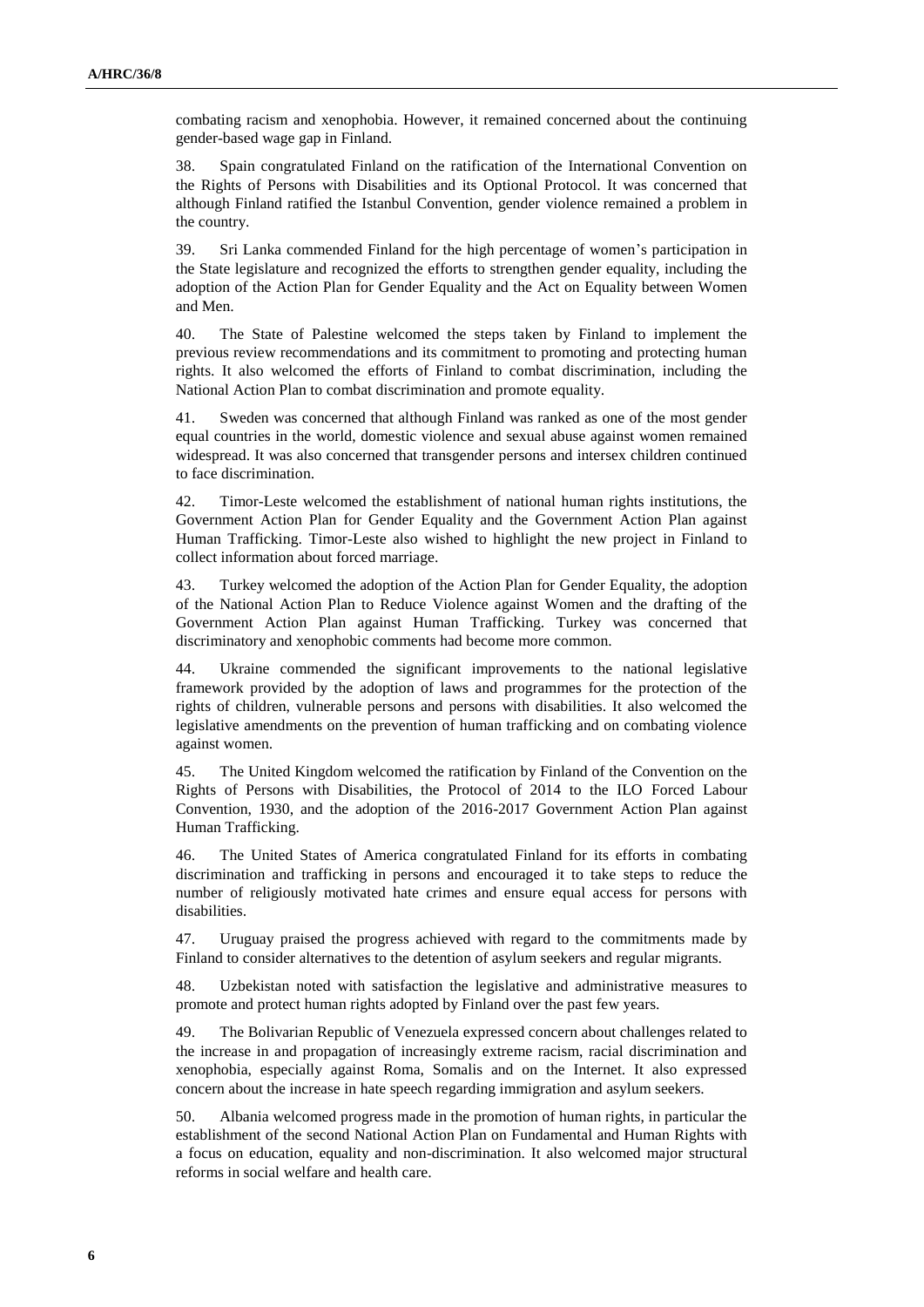combating racism and xenophobia. However, it remained concerned about the continuing gender-based wage gap in Finland.

38. Spain congratulated Finland on the ratification of the International Convention on the Rights of Persons with Disabilities and its Optional Protocol. It was concerned that although Finland ratified the Istanbul Convention, gender violence remained a problem in the country.

39. Sri Lanka commended Finland for the high percentage of women's participation in the State legislature and recognized the efforts to strengthen gender equality, including the adoption of the Action Plan for Gender Equality and the Act on Equality between Women and Men.

40. The State of Palestine welcomed the steps taken by Finland to implement the previous review recommendations and its commitment to promoting and protecting human rights. It also welcomed the efforts of Finland to combat discrimination, including the National Action Plan to combat discrimination and promote equality.

41. Sweden was concerned that although Finland was ranked as one of the most gender equal countries in the world, domestic violence and sexual abuse against women remained widespread. It was also concerned that transgender persons and intersex children continued to face discrimination.

42. Timor-Leste welcomed the establishment of national human rights institutions, the Government Action Plan for Gender Equality and the Government Action Plan against Human Trafficking. Timor-Leste also wished to highlight the new project in Finland to collect information about forced marriage.

43. Turkey welcomed the adoption of the Action Plan for Gender Equality, the adoption of the National Action Plan to Reduce Violence against Women and the drafting of the Government Action Plan against Human Trafficking. Turkey was concerned that discriminatory and xenophobic comments had become more common.

44. Ukraine commended the significant improvements to the national legislative framework provided by the adoption of laws and programmes for the protection of the rights of children, vulnerable persons and persons with disabilities. It also welcomed the legislative amendments on the prevention of human trafficking and on combating violence against women.

45. The United Kingdom welcomed the ratification by Finland of the Convention on the Rights of Persons with Disabilities, the Protocol of 2014 to the ILO Forced Labour Convention, 1930, and the adoption of the 2016-2017 Government Action Plan against Human Trafficking.

46. The United States of America congratulated Finland for its efforts in combating discrimination and trafficking in persons and encouraged it to take steps to reduce the number of religiously motivated hate crimes and ensure equal access for persons with disabilities.

47. Uruguay praised the progress achieved with regard to the commitments made by Finland to consider alternatives to the detention of asylum seekers and regular migrants.

48. Uzbekistan noted with satisfaction the legislative and administrative measures to promote and protect human rights adopted by Finland over the past few years.

49. The Bolivarian Republic of Venezuela expressed concern about challenges related to the increase in and propagation of increasingly extreme racism, racial discrimination and xenophobia, especially against Roma, Somalis and on the Internet. It also expressed concern about the increase in hate speech regarding immigration and asylum seekers.

50. Albania welcomed progress made in the promotion of human rights, in particular the establishment of the second National Action Plan on Fundamental and Human Rights with a focus on education, equality and non-discrimination. It also welcomed major structural reforms in social welfare and health care.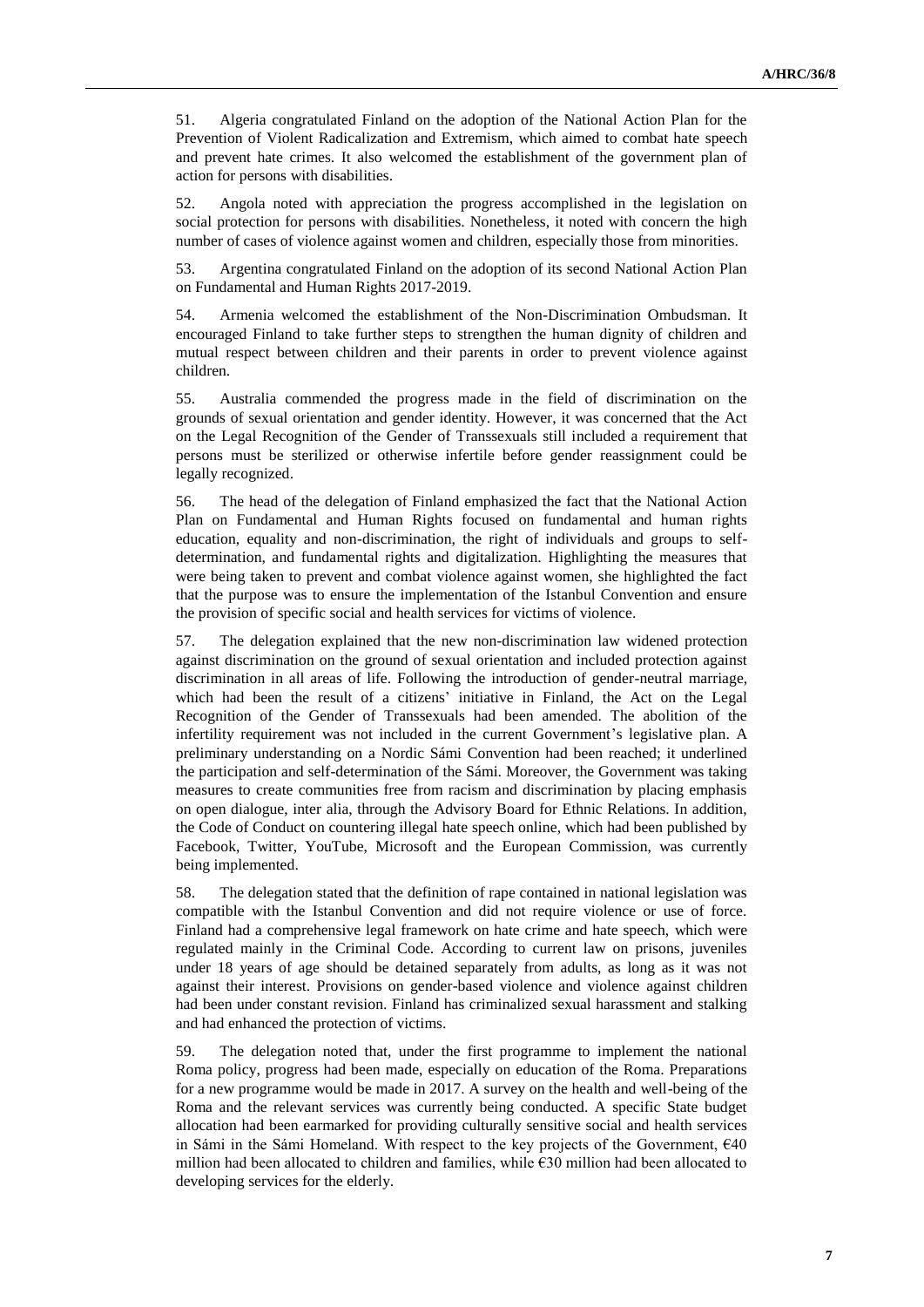51. Algeria congratulated Finland on the adoption of the National Action Plan for the Prevention of Violent Radicalization and Extremism, which aimed to combat hate speech and prevent hate crimes. It also welcomed the establishment of the government plan of action for persons with disabilities.

52. Angola noted with appreciation the progress accomplished in the legislation on social protection for persons with disabilities. Nonetheless, it noted with concern the high number of cases of violence against women and children, especially those from minorities.

53. Argentina congratulated Finland on the adoption of its second National Action Plan on Fundamental and Human Rights 2017-2019.

54. Armenia welcomed the establishment of the Non-Discrimination Ombudsman. It encouraged Finland to take further steps to strengthen the human dignity of children and mutual respect between children and their parents in order to prevent violence against children.

55. Australia commended the progress made in the field of discrimination on the grounds of sexual orientation and gender identity. However, it was concerned that the Act on the Legal Recognition of the Gender of Transsexuals still included a requirement that persons must be sterilized or otherwise infertile before gender reassignment could be legally recognized.

56. The head of the delegation of Finland emphasized the fact that the National Action Plan on Fundamental and Human Rights focused on fundamental and human rights education, equality and non-discrimination, the right of individuals and groups to self-determination, and fundamental rights and digitalization. Highlighting the measures that were being taken to prevent and combat violence against women, she highlighted the fact that the purpose was to ensure the implementation of the Istanbul Convention and ensure the provision of specific social and health services for victims of violence.

57. The delegation explained that the new non-discrimination law widened protection against discrimination on the ground of sexual orientation and included protection against discrimination in all areas of life. Following the introduction of gender-neutral marriage, which had been the result of a citizens' initiative in Finland, the Act on the Legal Recognition of the Gender of Transsexuals had been amended. The abolition of the infertility requirement was not included in the current Government's legislative plan. A preliminary understanding on a Nordic Sámi Convention had been reached; it underlined the participation and self-determination of the Sámi. Moreover, the Government was taking measures to create communities free from racism and discrimination by placing emphasis on open dialogue, inter alia, through the Advisory Board for Ethnic Relations. In addition, the Code of Conduct on countering illegal hate speech online, which had been published by Facebook, Twitter, YouTube, Microsoft and the European Commission, was currently being implemented.

58. The delegation stated that the definition of rape contained in national legislation was compatible with the Istanbul Convention and did not require violence or use of force. Finland had a comprehensive legal framework on hate crime and hate speech, which were regulated mainly in the Criminal Code. According to current law on prisons, juveniles under 18 years of age should be detained separately from adults, as long as it was not against their interest. Provisions on gender-based violence and violence against children had been under constant revision. Finland has criminalized sexual harassment and stalking and had enhanced the protection of victims.

59. The delegation noted that, under the first programme to implement the national Roma policy, progress had been made, especially on education of the Roma. Preparations for a new programme would be made in 2017. A survey on the health and well-being of the Roma and the relevant services was currently being conducted. A specific State budget allocation had been earmarked for providing culturally sensitive social and health services in Sámi in the Sámi Homeland. With respect to the key projects of the Government, €40 million had been allocated to children and families, while €30 million had been allocated to developing services for the elderly.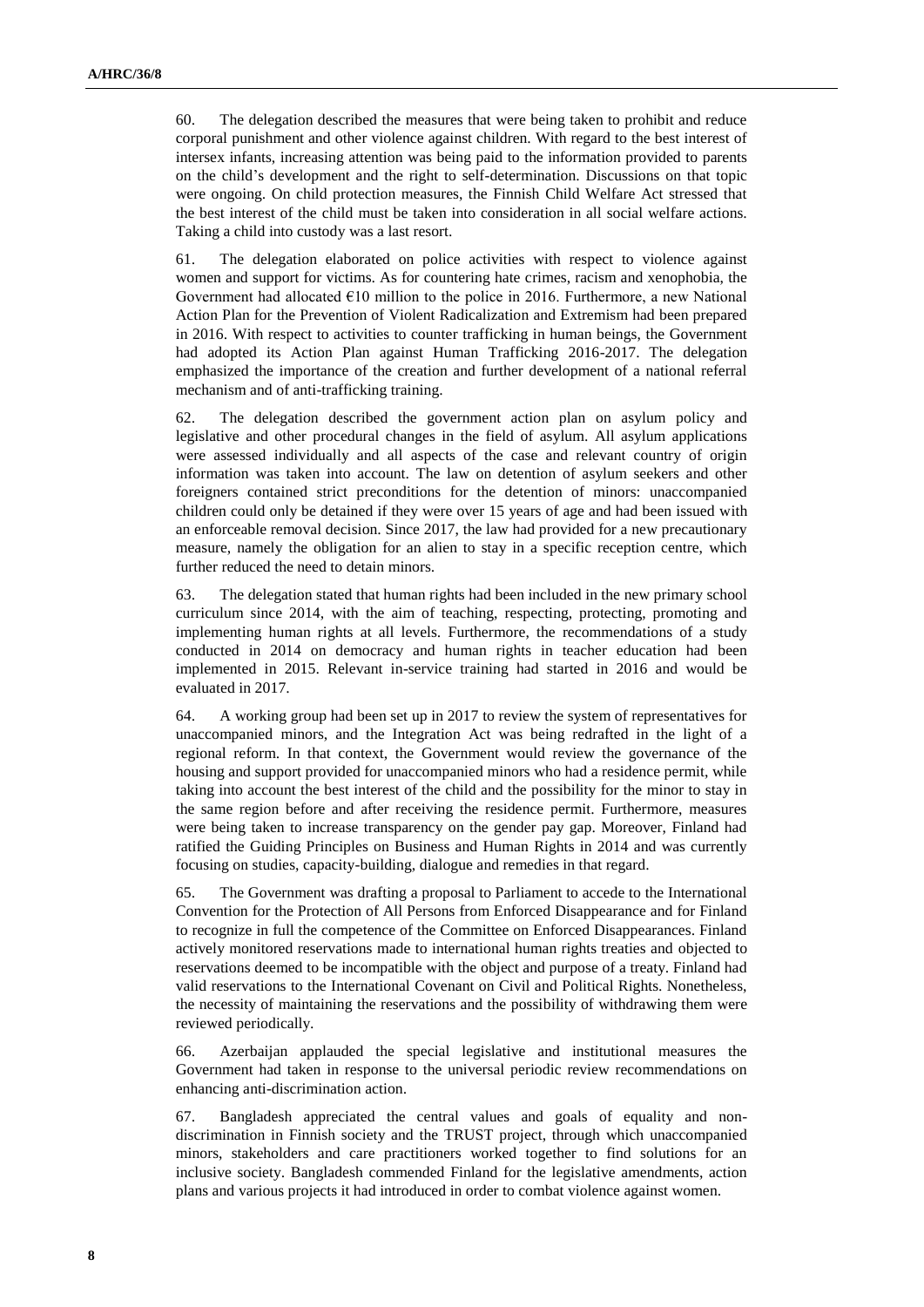60. The delegation described the measures that were being taken to prohibit and reduce corporal punishment and other violence against children. With regard to the best interest of intersex infants, increasing attention was being paid to the information provided to parents on the child's development and the right to self-determination. Discussions on that topic were ongoing. On child protection measures, the Finnish Child Welfare Act stressed that the best interest of the child must be taken into consideration in all social welfare actions. Taking a child into custody was a last resort.

61. The delegation elaborated on police activities with respect to violence against women and support for victims. As for countering hate crimes, racism and xenophobia, the Government had allocated €10 million to the police in 2016. Furthermore, a new National Action Plan for the Prevention of Violent Radicalization and Extremism had been prepared in 2016. With respect to activities to counter trafficking in human beings, the Government had adopted its Action Plan against Human Trafficking 2016-2017. The delegation emphasized the importance of the creation and further development of a national referral mechanism and of anti-trafficking training.

62. The delegation described the government action plan on asylum policy and legislative and other procedural changes in the field of asylum. All asylum applications were assessed individually and all aspects of the case and relevant country of origin information was taken into account. The law on detention of asylum seekers and other foreigners contained strict preconditions for the detention of minors: unaccompanied children could only be detained if they were over 15 years of age and had been issued with an enforceable removal decision. Since 2017, the law had provided for a new precautionary measure, namely the obligation for an alien to stay in a specific reception centre, which further reduced the need to detain minors.

63. The delegation stated that human rights had been included in the new primary school curriculum since 2014, with the aim of teaching, respecting, protecting, promoting and implementing human rights at all levels. Furthermore, the recommendations of a study conducted in 2014 on democracy and human rights in teacher education had been implemented in 2015. Relevant in-service training had started in 2016 and would be evaluated in 2017.

64. A working group had been set up in 2017 to review the system of representatives for unaccompanied minors, and the Integration Act was being redrafted in the light of a regional reform. In that context, the Government would review the governance of the housing and support provided for unaccompanied minors who had a residence permit, while taking into account the best interest of the child and the possibility for the minor to stay in the same region before and after receiving the residence permit. Furthermore, measures were being taken to increase transparency on the gender pay gap. Moreover, Finland had ratified the Guiding Principles on Business and Human Rights in 2014 and was currently focusing on studies, capacity-building, dialogue and remedies in that regard.

65. The Government was drafting a proposal to Parliament to accede to the International Convention for the Protection of All Persons from Enforced Disappearance and for Finland to recognize in full the competence of the Committee on Enforced Disappearances. Finland actively monitored reservations made to international human rights treaties and objected to reservations deemed to be incompatible with the object and purpose of a treaty. Finland had valid reservations to the International Covenant on Civil and Political Rights. Nonetheless, the necessity of maintaining the reservations and the possibility of withdrawing them were reviewed periodically.

66. Azerbaijan applauded the special legislative and institutional measures the Government had taken in response to the universal periodic review recommendations on enhancing anti-discrimination action.

67. Bangladesh appreciated the central values and goals of equality and non-discrimination in Finnish society and the TRUST project, through which unaccompanied minors, stakeholders and care practitioners worked together to find solutions for an inclusive society. Bangladesh commended Finland for the legislative amendments, action plans and various projects it had introduced in order to combat violence against women.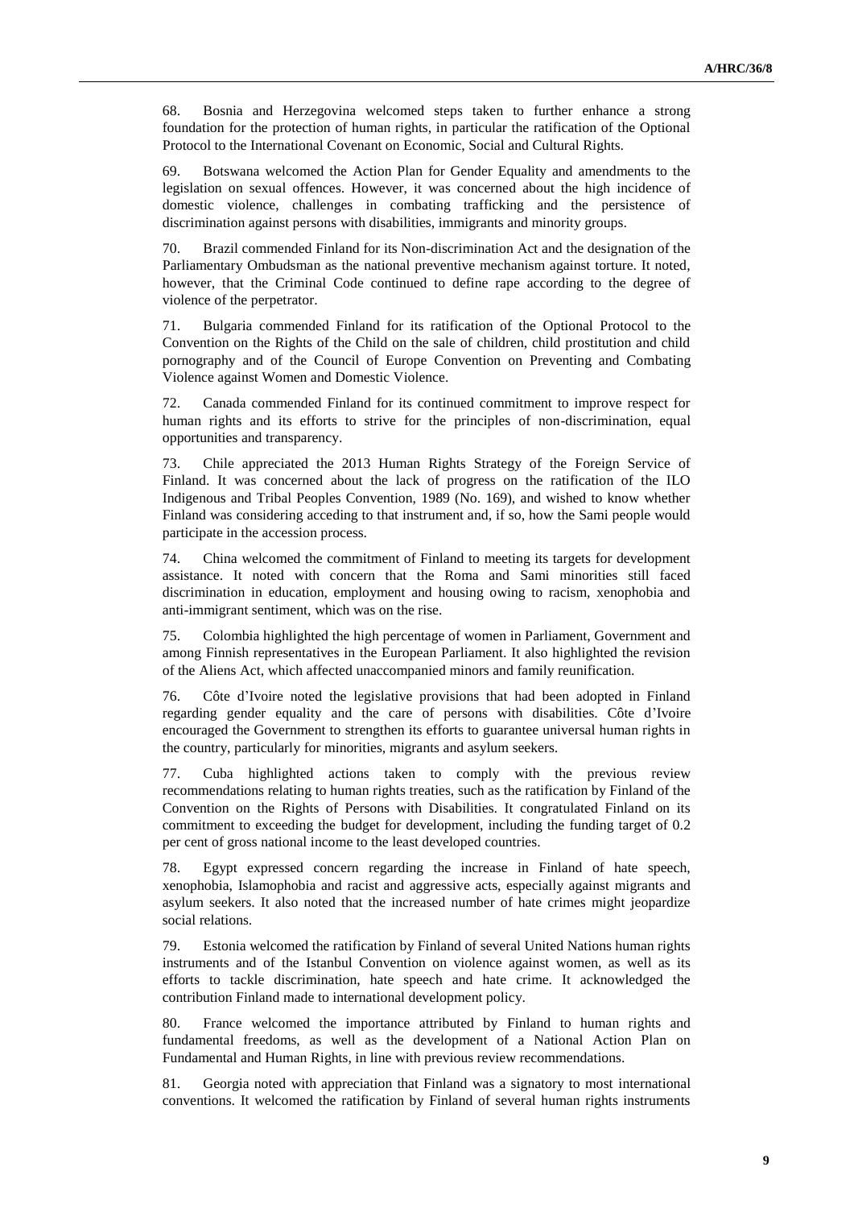68. Bosnia and Herzegovina welcomed steps taken to further enhance a strong foundation for the protection of human rights, in particular the ratification of the Optional Protocol to the International Covenant on Economic, Social and Cultural Rights.

69. Botswana welcomed the Action Plan for Gender Equality and amendments to the legislation on sexual offences. However, it was concerned about the high incidence of domestic violence, challenges in combating trafficking and the persistence of discrimination against persons with disabilities, immigrants and minority groups.

70. Brazil commended Finland for its Non-discrimination Act and the designation of the Parliamentary Ombudsman as the national preventive mechanism against torture. It noted, however, that the Criminal Code continued to define rape according to the degree of violence of the perpetrator.

71. Bulgaria commended Finland for its ratification of the Optional Protocol to the Convention on the Rights of the Child on the sale of children, child prostitution and child pornography and of the Council of Europe Convention on Preventing and Combating Violence against Women and Domestic Violence.

72. Canada commended Finland for its continued commitment to improve respect for human rights and its efforts to strive for the principles of non-discrimination, equal opportunities and transparency.

73. Chile appreciated the 2013 Human Rights Strategy of the Foreign Service of Finland. It was concerned about the lack of progress on the ratification of the ILO Indigenous and Tribal Peoples Convention, 1989 (No. 169), and wished to know whether Finland was considering acceding to that instrument and, if so, how the Sami people would participate in the accession process.

74. China welcomed the commitment of Finland to meeting its targets for development assistance. It noted with concern that the Roma and Sami minorities still faced discrimination in education, employment and housing owing to racism, xenophobia and anti-immigrant sentiment, which was on the rise.

75. Colombia highlighted the high percentage of women in Parliament, Government and among Finnish representatives in the European Parliament. It also highlighted the revision of the Aliens Act, which affected unaccompanied minors and family reunification.

76. Côte d'Ivoire noted the legislative provisions that had been adopted in Finland regarding gender equality and the care of persons with disabilities. Côte d'Ivoire encouraged the Government to strengthen its efforts to guarantee universal human rights in the country, particularly for minorities, migrants and asylum seekers.

77. Cuba highlighted actions taken to comply with the previous review recommendations relating to human rights treaties, such as the ratification by Finland of the Convention on the Rights of Persons with Disabilities. It congratulated Finland on its commitment to exceeding the budget for development, including the funding target of 0.2 per cent of gross national income to the least developed countries.

78. Egypt expressed concern regarding the increase in Finland of hate speech, xenophobia, Islamophobia and racist and aggressive acts, especially against migrants and asylum seekers. It also noted that the increased number of hate crimes might jeopardize social relations.

79. Estonia welcomed the ratification by Finland of several United Nations human rights instruments and of the Istanbul Convention on violence against women, as well as its efforts to tackle discrimination, hate speech and hate crime. It acknowledged the contribution Finland made to international development policy.

80. France welcomed the importance attributed by Finland to human rights and fundamental freedoms, as well as the development of a National Action Plan on Fundamental and Human Rights, in line with previous review recommendations.

81. Georgia noted with appreciation that Finland was a signatory to most international conventions. It welcomed the ratification by Finland of several human rights instruments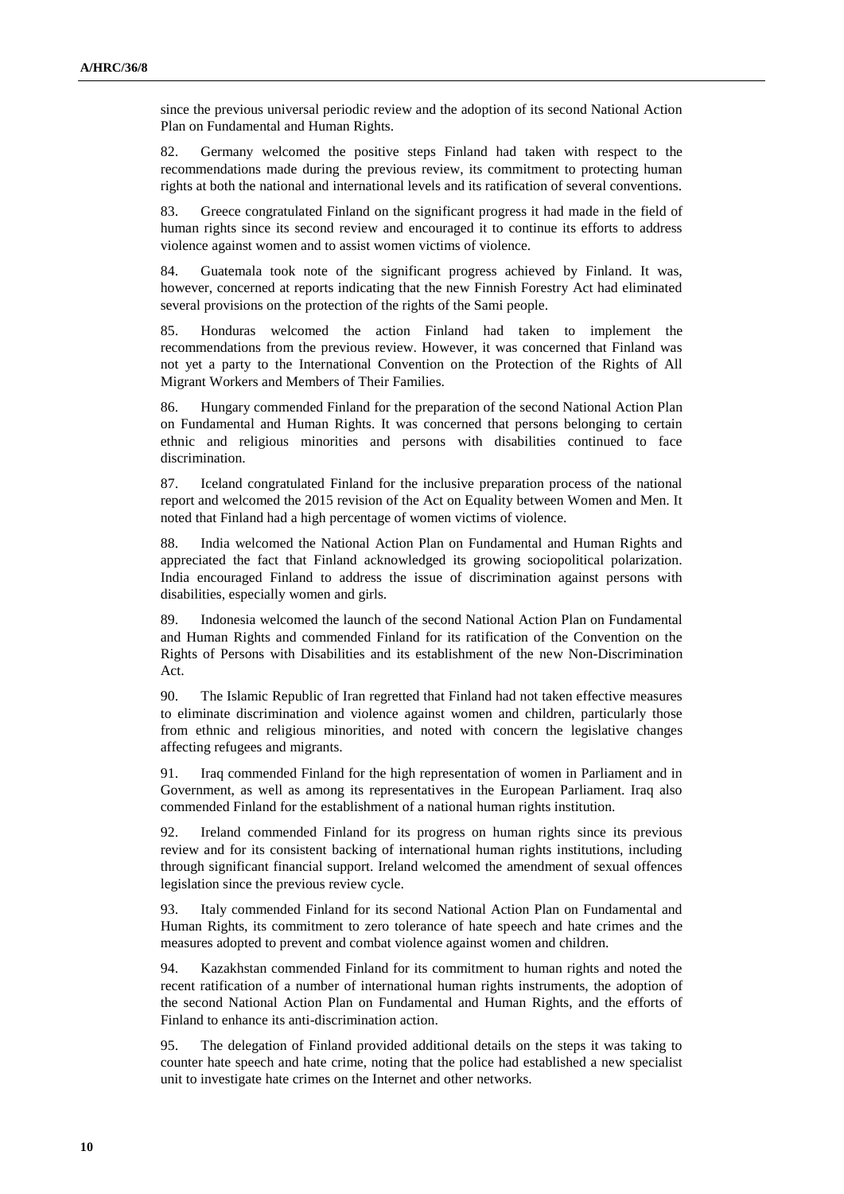since the previous universal periodic review and the adoption of its second National Action Plan on Fundamental and Human Rights.

82. Germany welcomed the positive steps Finland had taken with respect to the recommendations made during the previous review, its commitment to protecting human rights at both the national and international levels and its ratification of several conventions.

83. Greece congratulated Finland on the significant progress it had made in the field of human rights since its second review and encouraged it to continue its efforts to address violence against women and to assist women victims of violence.

84. Guatemala took note of the significant progress achieved by Finland. It was, however, concerned at reports indicating that the new Finnish Forestry Act had eliminated several provisions on the protection of the rights of the Sami people.

85. Honduras welcomed the action Finland had taken to implement the recommendations from the previous review. However, it was concerned that Finland was not yet a party to the International Convention on the Protection of the Rights of All Migrant Workers and Members of Their Families.

86. Hungary commended Finland for the preparation of the second National Action Plan on Fundamental and Human Rights. It was concerned that persons belonging to certain ethnic and religious minorities and persons with disabilities continued to face discrimination.

87. Iceland congratulated Finland for the inclusive preparation process of the national report and welcomed the 2015 revision of the Act on Equality between Women and Men. It noted that Finland had a high percentage of women victims of violence.

88. India welcomed the National Action Plan on Fundamental and Human Rights and appreciated the fact that Finland acknowledged its growing sociopolitical polarization. India encouraged Finland to address the issue of discrimination against persons with disabilities, especially women and girls.

89. Indonesia welcomed the launch of the second National Action Plan on Fundamental and Human Rights and commended Finland for its ratification of the Convention on the Rights of Persons with Disabilities and its establishment of the new Non-Discrimination Act.

90. The Islamic Republic of Iran regretted that Finland had not taken effective measures to eliminate discrimination and violence against women and children, particularly those from ethnic and religious minorities, and noted with concern the legislative changes affecting refugees and migrants.

91. Iraq commended Finland for the high representation of women in Parliament and in Government, as well as among its representatives in the European Parliament. Iraq also commended Finland for the establishment of a national human rights institution.

92. Ireland commended Finland for its progress on human rights since its previous review and for its consistent backing of international human rights institutions, including through significant financial support. Ireland welcomed the amendment of sexual offences legislation since the previous review cycle.

93. Italy commended Finland for its second National Action Plan on Fundamental and Human Rights, its commitment to zero tolerance of hate speech and hate crimes and the measures adopted to prevent and combat violence against women and children.

94. Kazakhstan commended Finland for its commitment to human rights and noted the recent ratification of a number of international human rights instruments, the adoption of the second National Action Plan on Fundamental and Human Rights, and the efforts of Finland to enhance its anti-discrimination action.

95. The delegation of Finland provided additional details on the steps it was taking to counter hate speech and hate crime, noting that the police had established a new specialist unit to investigate hate crimes on the Internet and other networks.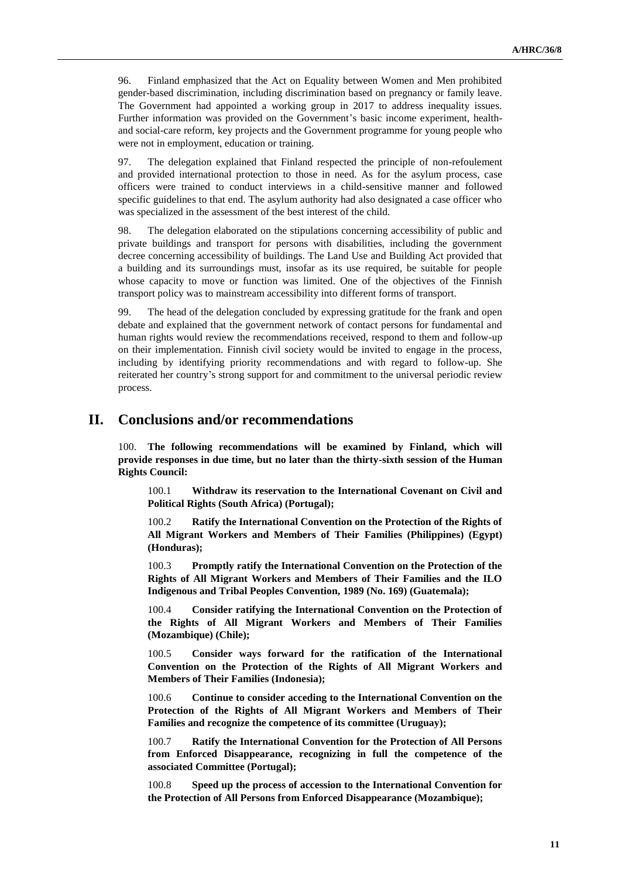96. Finland emphasized that the Act on Equality between Women and Men prohibited gender-based discrimination, including discrimination based on pregnancy or family leave. The Government had appointed a working group in 2017 to address inequality issues. Further information was provided on the Government's basic income experiment, health- and social-care reform, key projects and the Government programme for young people who were not in employment, education or training.

97. The delegation explained that Finland respected the principle of non-refoulement and provided international protection to those in need. As for the asylum process, case officers were trained to conduct interviews in a child-sensitive manner and followed specific guidelines to that end. The asylum authority had also designated a case officer who was specialized in the assessment of the best interest of the child.

98. The delegation elaborated on the stipulations concerning accessibility of public and private buildings and transport for persons with disabilities, including the government decree concerning accessibility of buildings. The Land Use and Building Act provided that a building and its surroundings must, insofar as its use required, be suitable for people whose capacity to move or function was limited. One of the objectives of the Finnish transport policy was to mainstream accessibility into different forms of transport.

99. The head of the delegation concluded by expressing gratitude for the frank and open debate and explained that the government network of contact persons for fundamental and human rights would review the recommendations received, respond to them and follow-up on their implementation. Finnish civil society would be invited to engage in the process, including by identifying priority recommendations and with regard to follow-up. She reiterated her country's strong support for and commitment to the universal periodic review process.

## II. Conclusions and/or recommendations

100. **The following recommendations will be examined by Finland, which will provide responses in due time, but no later than the thirty-sixth session of the Human Rights Council:**

100.1 **Withdraw its reservation to the International Covenant on Civil and Political Rights (South Africa) (Portugal);**

100.2 **Ratify the International Convention on the Protection of the Rights of All Migrant Workers and Members of Their Families (Philippines) (Egypt) (Honduras);**

100.3 **Promptly ratify the International Convention on the Protection of the Rights of All Migrant Workers and Members of Their Families and the ILO Indigenous and Tribal Peoples Convention, 1989 (No. 169) (Guatemala);**

100.4 **Consider ratifying the International Convention on the Protection of the Rights of All Migrant Workers and Members of Their Families (Mozambique) (Chile);**

100.5 **Consider ways forward for the ratification of the International Convention on the Protection of the Rights of All Migrant Workers and Members of Their Families (Indonesia);**

100.6 **Continue to consider acceding to the International Convention on the Protection of the Rights of All Migrant Workers and Members of Their Families and recognize the competence of its committee (Uruguay);**

100.7 **Ratify the International Convention for the Protection of All Persons from Enforced Disappearance, recognizing in full the competence of the associated Committee (Portugal);**

100.8 **Speed up the process of accession to the International Convention for the Protection of All Persons from Enforced Disappearance (Mozambique);**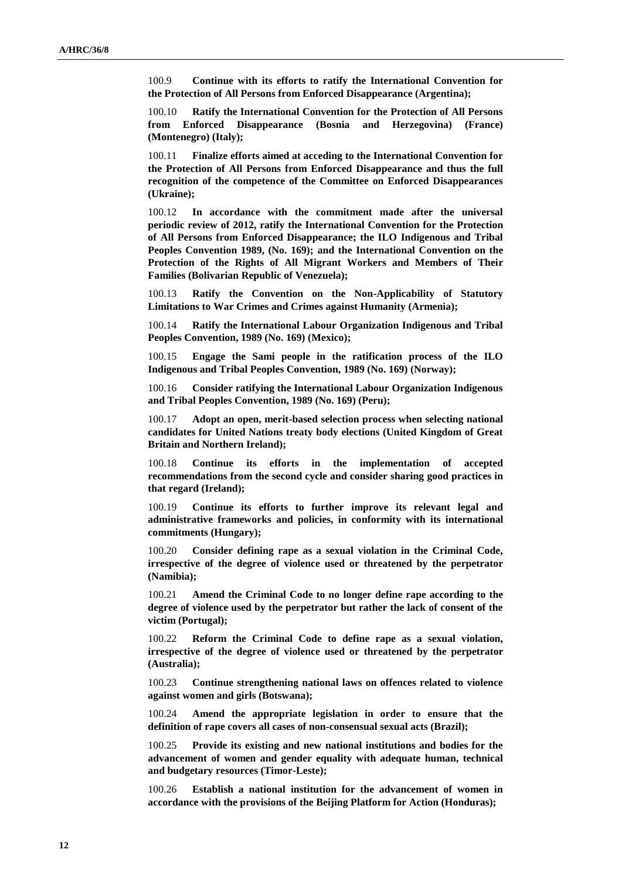100.9 **Continue with its efforts to ratify the International Convention for the Protection of All Persons from Enforced Disappearance (Argentina);**

100.10 **Ratify the International Convention for the Protection of All Persons from Enforced Disappearance (Bosnia and Herzegovina) (France) (Montenegro) (Italy);**

100.11 **Finalize efforts aimed at acceding to the International Convention for the Protection of All Persons from Enforced Disappearance and thus the full recognition of the competence of the Committee on Enforced Disappearances (Ukraine);**

100.12 **In accordance with the commitment made after the universal periodic review of 2012, ratify the International Convention for the Protection of All Persons from Enforced Disappearance; the ILO Indigenous and Tribal Peoples Convention 1989, (No. 169); and the International Convention on the Protection of the Rights of All Migrant Workers and Members of Their Families (Bolivarian Republic of Venezuela);**

100.13 **Ratify the Convention on the Non-Applicability of Statutory Limitations to War Crimes and Crimes against Humanity (Armenia);**

100.14 **Ratify the International Labour Organization Indigenous and Tribal Peoples Convention, 1989 (No. 169) (Mexico);**

100.15 **Engage the Sami people in the ratification process of the ILO Indigenous and Tribal Peoples Convention, 1989 (No. 169) (Norway);**

100.16 **Consider ratifying the International Labour Organization Indigenous and Tribal Peoples Convention, 1989 (No. 169) (Peru);**

100.17 **Adopt an open, merit-based selection process when selecting national candidates for United Nations treaty body elections (United Kingdom of Great Britain and Northern Ireland);**

100.18 **Continue its efforts in the implementation of accepted recommendations from the second cycle and consider sharing good practices in that regard (Ireland);**

100.19 **Continue its efforts to further improve its relevant legal and administrative frameworks and policies, in conformity with its international commitments (Hungary);**

100.20 **Consider defining rape as a sexual violation in the Criminal Code, irrespective of the degree of violence used or threatened by the perpetrator (Namibia);**

100.21 **Amend the Criminal Code to no longer define rape according to the degree of violence used by the perpetrator but rather the lack of consent of the victim (Portugal);**

100.22 **Reform the Criminal Code to define rape as a sexual violation, irrespective of the degree of violence used or threatened by the perpetrator (Australia);**

100.23 **Continue strengthening national laws on offences related to violence against women and girls (Botswana);**

100.24 **Amend the appropriate legislation in order to ensure that the definition of rape covers all cases of non-consensual sexual acts (Brazil);**

100.25 **Provide its existing and new national institutions and bodies for the advancement of women and gender equality with adequate human, technical and budgetary resources (Timor-Leste);**

100.26 **Establish a national institution for the advancement of women in accordance with the provisions of the Beijing Platform for Action (Honduras);**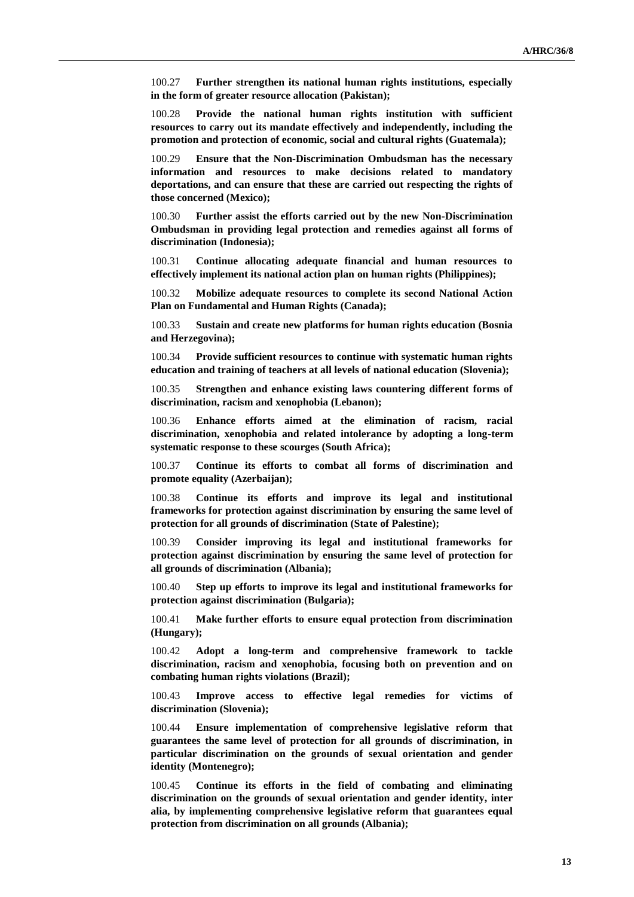100.27 **Further strengthen its national human rights institutions, especially in the form of greater resource allocation (Pakistan);**

100.28 **Provide the national human rights institution with sufficient resources to carry out its mandate effectively and independently, including the promotion and protection of economic, social and cultural rights (Guatemala);**

100.29 **Ensure that the Non-Discrimination Ombudsman has the necessary information and resources to make decisions related to mandatory deportations, and can ensure that these are carried out respecting the rights of those concerned (Mexico);**

100.30 **Further assist the efforts carried out by the new Non-Discrimination Ombudsman in providing legal protection and remedies against all forms of discrimination (Indonesia);**

100.31 **Continue allocating adequate financial and human resources to effectively implement its national action plan on human rights (Philippines);**

100.32 **Mobilize adequate resources to complete its second National Action Plan on Fundamental and Human Rights (Canada);**

100.33 **Sustain and create new platforms for human rights education (Bosnia and Herzegovina);**

100.34 **Provide sufficient resources to continue with systematic human rights education and training of teachers at all levels of national education (Slovenia);**

100.35 **Strengthen and enhance existing laws countering different forms of discrimination, racism and xenophobia (Lebanon);**

100.36 **Enhance efforts aimed at the elimination of racism, racial discrimination, xenophobia and related intolerance by adopting a long-term systematic response to these scourges (South Africa);**

100.37 **Continue its efforts to combat all forms of discrimination and promote equality (Azerbaijan);**

100.38 **Continue its efforts and improve its legal and institutional frameworks for protection against discrimination by ensuring the same level of protection for all grounds of discrimination (State of Palestine);**

100.39 **Consider improving its legal and institutional frameworks for protection against discrimination by ensuring the same level of protection for all grounds of discrimination (Albania);**

100.40 **Step up efforts to improve its legal and institutional frameworks for protection against discrimination (Bulgaria);**

100.41 **Make further efforts to ensure equal protection from discrimination (Hungary);**

100.42 **Adopt a long-term and comprehensive framework to tackle discrimination, racism and xenophobia, focusing both on prevention and on combating human rights violations (Brazil);**

100.43 **Improve access to effective legal remedies for victims of discrimination (Slovenia);**

100.44 **Ensure implementation of comprehensive legislative reform that guarantees the same level of protection for all grounds of discrimination, in particular discrimination on the grounds of sexual orientation and gender identity (Montenegro);**

100.45 **Continue its efforts in the field of combating and eliminating discrimination on the grounds of sexual orientation and gender identity, inter alia, by implementing comprehensive legislative reform that guarantees equal protection from discrimination on all grounds (Albania);**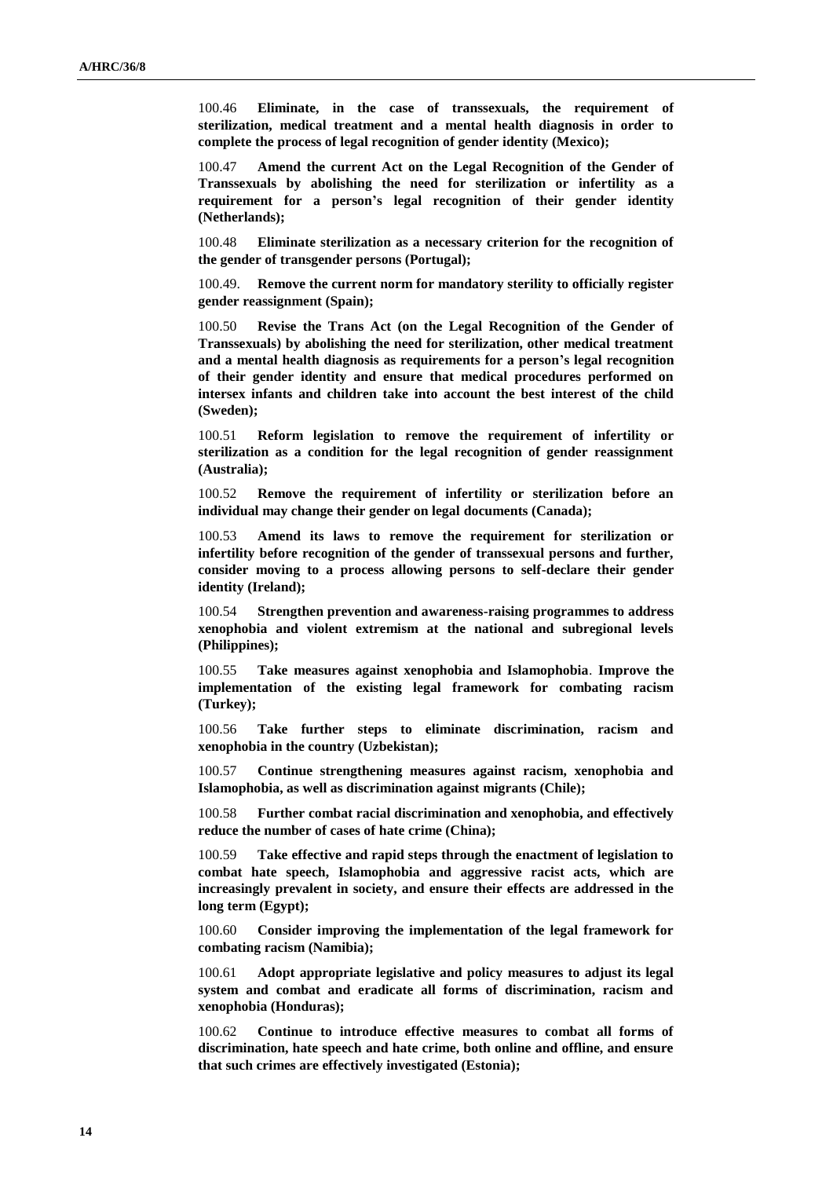100.46 **Eliminate, in the case of transsexuals, the requirement of sterilization, medical treatment and a mental health diagnosis in order to complete the process of legal recognition of gender identity (Mexico);**

100.47 **Amend the current Act on the Legal Recognition of the Gender of Transsexuals by abolishing the need for sterilization or infertility as a requirement for a person's legal recognition of their gender identity (Netherlands);**

100.48 **Eliminate sterilization as a necessary criterion for the recognition of the gender of transgender persons (Portugal);**

100.49. **Remove the current norm for mandatory sterility to officially register gender reassignment (Spain);**

100.50 **Revise the Trans Act (on the Legal Recognition of the Gender of Transsexuals) by abolishing the need for sterilization, other medical treatment and a mental health diagnosis as requirements for a person's legal recognition of their gender identity and ensure that medical procedures performed on intersex infants and children take into account the best interest of the child (Sweden);**

100.51 **Reform legislation to remove the requirement of infertility or sterilization as a condition for the legal recognition of gender reassignment (Australia);**

100.52 **Remove the requirement of infertility or sterilization before an individual may change their gender on legal documents (Canada);**

100.53 **Amend its laws to remove the requirement for sterilization or infertility before recognition of the gender of transsexual persons and further, consider moving to a process allowing persons to self-declare their gender identity (Ireland);**

100.54 **Strengthen prevention and awareness-raising programmes to address xenophobia and violent extremism at the national and subregional levels (Philippines);**

100.55 **Take measures against xenophobia and Islamophobia**. **Improve the implementation of the existing legal framework for combating racism (Turkey);**

100.56 **Take further steps to eliminate discrimination, racism and xenophobia in the country (Uzbekistan);**

100.57 **Continue strengthening measures against racism, xenophobia and Islamophobia, as well as discrimination against migrants (Chile);**

100.58 **Further combat racial discrimination and xenophobia, and effectively reduce the number of cases of hate crime (China);**

100.59 **Take effective and rapid steps through the enactment of legislation to combat hate speech, Islamophobia and aggressive racist acts, which are increasingly prevalent in society, and ensure their effects are addressed in the long term (Egypt);**

100.60 **Consider improving the implementation of the legal framework for combating racism (Namibia);**

100.61 **Adopt appropriate legislative and policy measures to adjust its legal system and combat and eradicate all forms of discrimination, racism and xenophobia (Honduras);**

100.62 **Continue to introduce effective measures to combat all forms of discrimination, hate speech and hate crime, both online and offline, and ensure that such crimes are effectively investigated (Estonia);**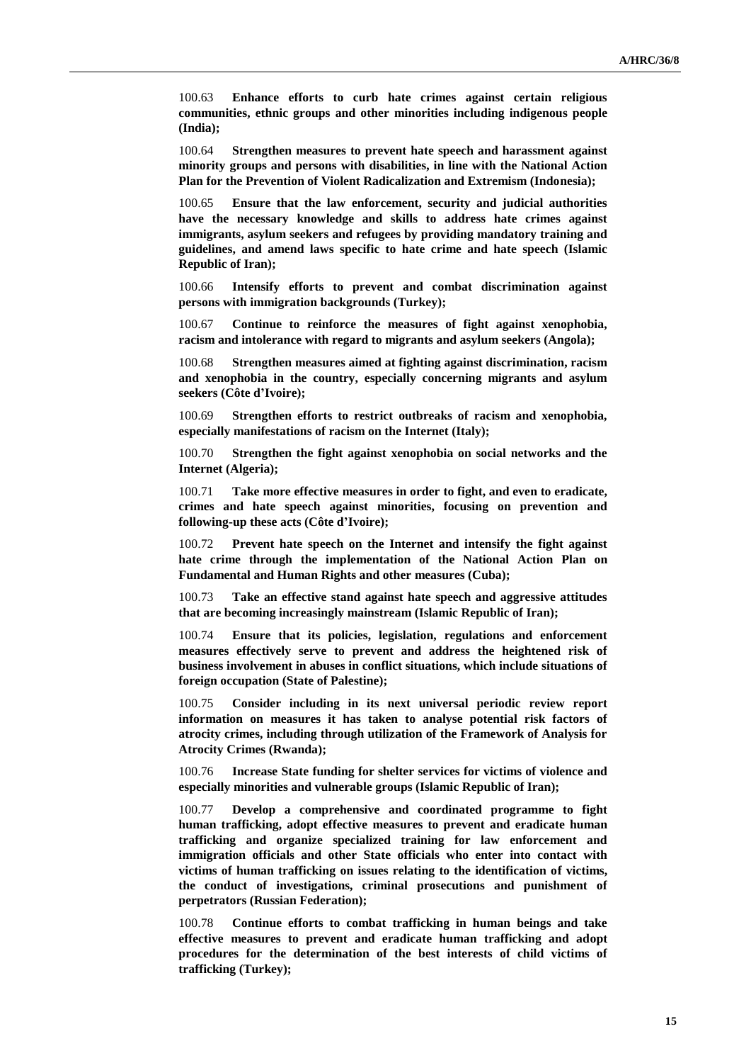100.63 **Enhance efforts to curb hate crimes against certain religious communities, ethnic groups and other minorities including indigenous people (India);**

100.64 **Strengthen measures to prevent hate speech and harassment against minority groups and persons with disabilities, in line with the National Action Plan for the Prevention of Violent Radicalization and Extremism (Indonesia);**

100.65 **Ensure that the law enforcement, security and judicial authorities have the necessary knowledge and skills to address hate crimes against immigrants, asylum seekers and refugees by providing mandatory training and guidelines, and amend laws specific to hate crime and hate speech (Islamic Republic of Iran);**

100.66 **Intensify efforts to prevent and combat discrimination against persons with immigration backgrounds (Turkey);**

100.67 **Continue to reinforce the measures of fight against xenophobia, racism and intolerance with regard to migrants and asylum seekers (Angola);**

100.68 **Strengthen measures aimed at fighting against discrimination, racism and xenophobia in the country, especially concerning migrants and asylum seekers (Côte d'Ivoire);**

100.69 **Strengthen efforts to restrict outbreaks of racism and xenophobia, especially manifestations of racism on the Internet (Italy);**

100.70 **Strengthen the fight against xenophobia on social networks and the Internet (Algeria);**

100.71 **Take more effective measures in order to fight, and even to eradicate, crimes and hate speech against minorities, focusing on prevention and following-up these acts (Côte d'Ivoire);**

100.72 **Prevent hate speech on the Internet and intensify the fight against hate crime through the implementation of the National Action Plan on Fundamental and Human Rights and other measures (Cuba);**

100.73 **Take an effective stand against hate speech and aggressive attitudes that are becoming increasingly mainstream (Islamic Republic of Iran);**

100.74 **Ensure that its policies, legislation, regulations and enforcement measures effectively serve to prevent and address the heightened risk of business involvement in abuses in conflict situations, which include situations of foreign occupation (State of Palestine);**

100.75 **Consider including in its next universal periodic review report information on measures it has taken to analyse potential risk factors of atrocity crimes, including through utilization of the Framework of Analysis for Atrocity Crimes (Rwanda);**

100.76 **Increase State funding for shelter services for victims of violence and especially minorities and vulnerable groups (Islamic Republic of Iran);**

100.77 **Develop a comprehensive and coordinated programme to fight human trafficking, adopt effective measures to prevent and eradicate human trafficking and organize specialized training for law enforcement and immigration officials and other State officials who enter into contact with victims of human trafficking on issues relating to the identification of victims, the conduct of investigations, criminal prosecutions and punishment of perpetrators (Russian Federation);**

100.78 **Continue efforts to combat trafficking in human beings and take effective measures to prevent and eradicate human trafficking and adopt procedures for the determination of the best interests of child victims of trafficking (Turkey);**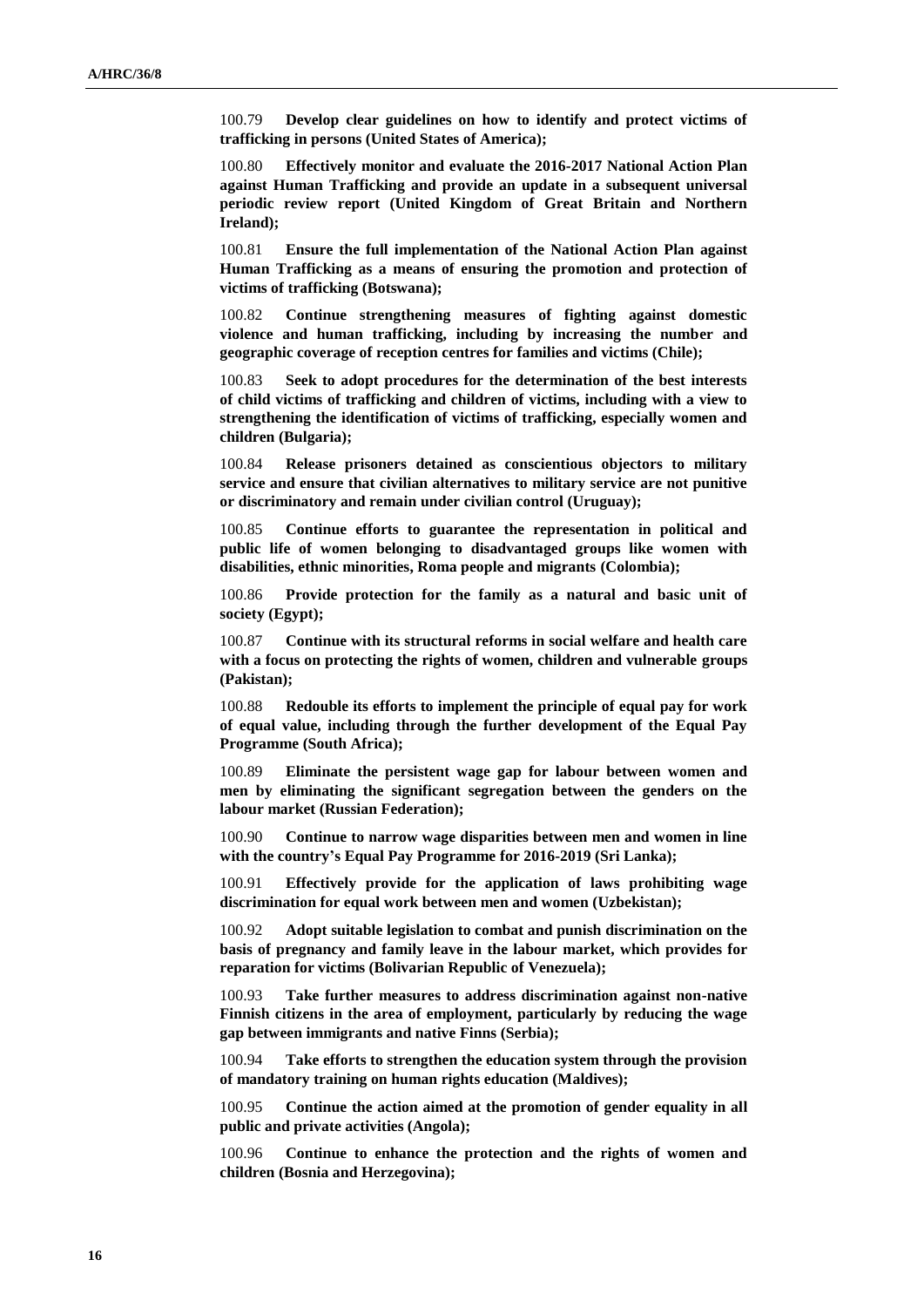100.79 **Develop clear guidelines on how to identify and protect victims of trafficking in persons (United States of America);**

100.80 **Effectively monitor and evaluate the 2016-2017 National Action Plan against Human Trafficking and provide an update in a subsequent universal periodic review report (United Kingdom of Great Britain and Northern Ireland);**

100.81 **Ensure the full implementation of the National Action Plan against Human Trafficking as a means of ensuring the promotion and protection of victims of trafficking (Botswana);**

100.82 **Continue strengthening measures of fighting against domestic violence and human trafficking, including by increasing the number and geographic coverage of reception centres for families and victims (Chile);**

100.83 **Seek to adopt procedures for the determination of the best interests of child victims of trafficking and children of victims, including with a view to strengthening the identification of victims of trafficking, especially women and children (Bulgaria);**

100.84 **Release prisoners detained as conscientious objectors to military service and ensure that civilian alternatives to military service are not punitive or discriminatory and remain under civilian control (Uruguay);**

100.85 **Continue efforts to guarantee the representation in political and public life of women belonging to disadvantaged groups like women with disabilities, ethnic minorities, Roma people and migrants (Colombia);**

100.86 **Provide protection for the family as a natural and basic unit of society (Egypt);**

100.87 **Continue with its structural reforms in social welfare and health care with a focus on protecting the rights of women, children and vulnerable groups (Pakistan);**

100.88 **Redouble its efforts to implement the principle of equal pay for work of equal value, including through the further development of the Equal Pay Programme (South Africa);**

100.89 **Eliminate the persistent wage gap for labour between women and men by eliminating the significant segregation between the genders on the labour market (Russian Federation);**

100.90 **Continue to narrow wage disparities between men and women in line with the country's Equal Pay Programme for 2016-2019 (Sri Lanka);**

100.91 **Effectively provide for the application of laws prohibiting wage discrimination for equal work between men and women (Uzbekistan);**

100.92 **Adopt suitable legislation to combat and punish discrimination on the basis of pregnancy and family leave in the labour market, which provides for reparation for victims (Bolivarian Republic of Venezuela);**

100.93 **Take further measures to address discrimination against non-native Finnish citizens in the area of employment, particularly by reducing the wage gap between immigrants and native Finns (Serbia);**

100.94 **Take efforts to strengthen the education system through the provision of mandatory training on human rights education (Maldives);**

100.95 **Continue the action aimed at the promotion of gender equality in all public and private activities (Angola);**

100.96 **Continue to enhance the protection and the rights of women and children (Bosnia and Herzegovina);**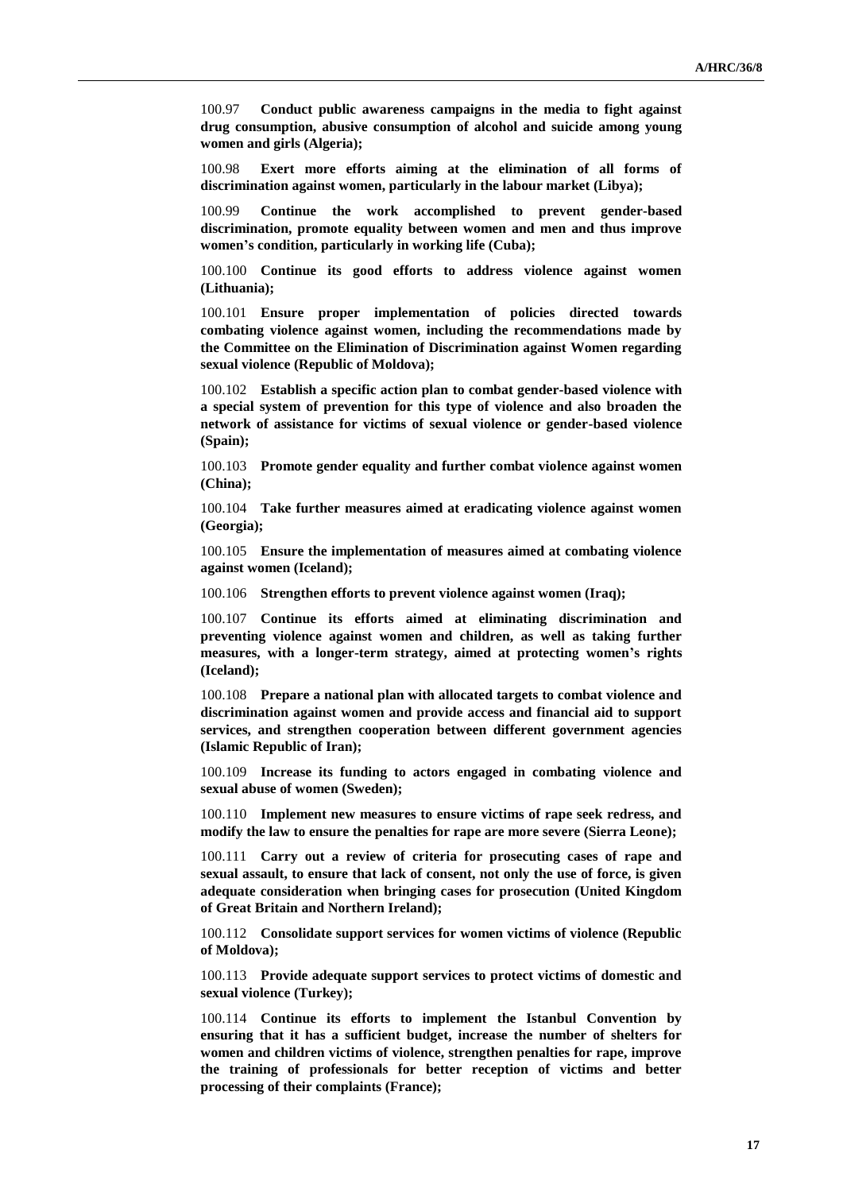100.97 **Conduct public awareness campaigns in the media to fight against drug consumption, abusive consumption of alcohol and suicide among young women and girls (Algeria);**

100.98 **Exert more efforts aiming at the elimination of all forms of discrimination against women, particularly in the labour market (Libya);**

100.99 **Continue the work accomplished to prevent gender-based discrimination, promote equality between women and men and thus improve women's condition, particularly in working life (Cuba);**

100.100 **Continue its good efforts to address violence against women (Lithuania);**

100.101 **Ensure proper implementation of policies directed towards combating violence against women, including the recommendations made by the Committee on the Elimination of Discrimination against Women regarding sexual violence (Republic of Moldova);**

100.102 **Establish a specific action plan to combat gender-based violence with a special system of prevention for this type of violence and also broaden the network of assistance for victims of sexual violence or gender-based violence (Spain);**

100.103 **Promote gender equality and further combat violence against women (China);**

100.104 **Take further measures aimed at eradicating violence against women (Georgia);**

100.105 **Ensure the implementation of measures aimed at combating violence against women (Iceland);**

100.106 **Strengthen efforts to prevent violence against women (Iraq);**

100.107 **Continue its efforts aimed at eliminating discrimination and preventing violence against women and children, as well as taking further measures, with a longer-term strategy, aimed at protecting women's rights (Iceland);**

100.108 **Prepare a national plan with allocated targets to combat violence and discrimination against women and provide access and financial aid to support services, and strengthen cooperation between different government agencies (Islamic Republic of Iran);**

100.109 **Increase its funding to actors engaged in combating violence and sexual abuse of women (Sweden);**

100.110 **Implement new measures to ensure victims of rape seek redress, and modify the law to ensure the penalties for rape are more severe (Sierra Leone);**

100.111 **Carry out a review of criteria for prosecuting cases of rape and sexual assault, to ensure that lack of consent, not only the use of force, is given adequate consideration when bringing cases for prosecution (United Kingdom of Great Britain and Northern Ireland);**

100.112 **Consolidate support services for women victims of violence (Republic of Moldova);**

100.113 **Provide adequate support services to protect victims of domestic and sexual violence (Turkey);**

100.114 **Continue its efforts to implement the Istanbul Convention by ensuring that it has a sufficient budget, increase the number of shelters for women and children victims of violence, strengthen penalties for rape, improve the training of professionals for better reception of victims and better processing of their complaints (France);**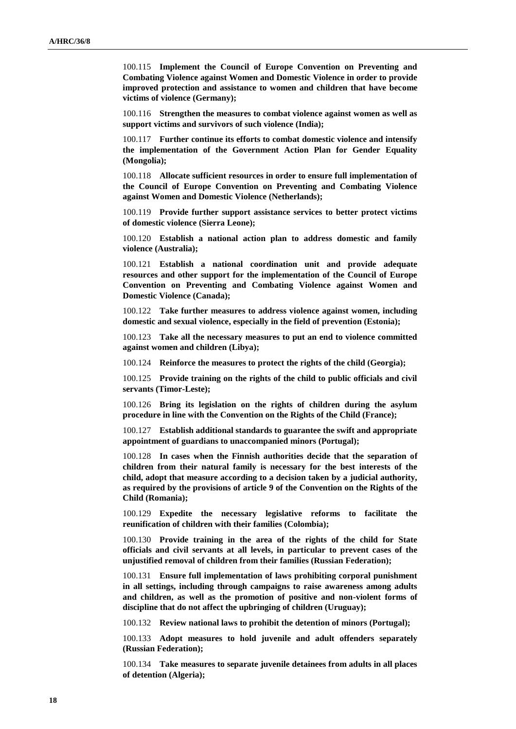100.115 **Implement the Council of Europe Convention on Preventing and Combating Violence against Women and Domestic Violence in order to provide improved protection and assistance to women and children that have become victims of violence (Germany);**

100.116 **Strengthen the measures to combat violence against women as well as support victims and survivors of such violence (India);**

100.117 **Further continue its efforts to combat domestic violence and intensify the implementation of the Government Action Plan for Gender Equality (Mongolia);**

100.118 **Allocate sufficient resources in order to ensure full implementation of the Council of Europe Convention on Preventing and Combating Violence against Women and Domestic Violence (Netherlands);**

100.119 **Provide further support assistance services to better protect victims of domestic violence (Sierra Leone);**

100.120 **Establish a national action plan to address domestic and family violence (Australia);**

100.121 **Establish a national coordination unit and provide adequate resources and other support for the implementation of the Council of Europe Convention on Preventing and Combating Violence against Women and Domestic Violence (Canada);**

100.122 **Take further measures to address violence against women, including domestic and sexual violence, especially in the field of prevention (Estonia);**

100.123 **Take all the necessary measures to put an end to violence committed against women and children (Libya);**

100.124 **Reinforce the measures to protect the rights of the child (Georgia);**

100.125 **Provide training on the rights of the child to public officials and civil servants (Timor-Leste);**

100.126 **Bring its legislation on the rights of children during the asylum procedure in line with the Convention on the Rights of the Child (France);**

100.127 **Establish additional standards to guarantee the swift and appropriate appointment of guardians to unaccompanied minors (Portugal);**

100.128 **In cases when the Finnish authorities decide that the separation of children from their natural family is necessary for the best interests of the child, adopt that measure according to a decision taken by a judicial authority, as required by the provisions of article 9 of the Convention on the Rights of the Child (Romania);**

100.129 **Expedite the necessary legislative reforms to facilitate the reunification of children with their families (Colombia);**

100.130 **Provide training in the area of the rights of the child for State officials and civil servants at all levels, in particular to prevent cases of the unjustified removal of children from their families (Russian Federation);**

100.131 **Ensure full implementation of laws prohibiting corporal punishment in all settings, including through campaigns to raise awareness among adults and children, as well as the promotion of positive and non-violent forms of discipline that do not affect the upbringing of children (Uruguay);**

100.132 **Review national laws to prohibit the detention of minors (Portugal);**

100.133 **Adopt measures to hold juvenile and adult offenders separately (Russian Federation);**

100.134 **Take measures to separate juvenile detainees from adults in all places of detention (Algeria);**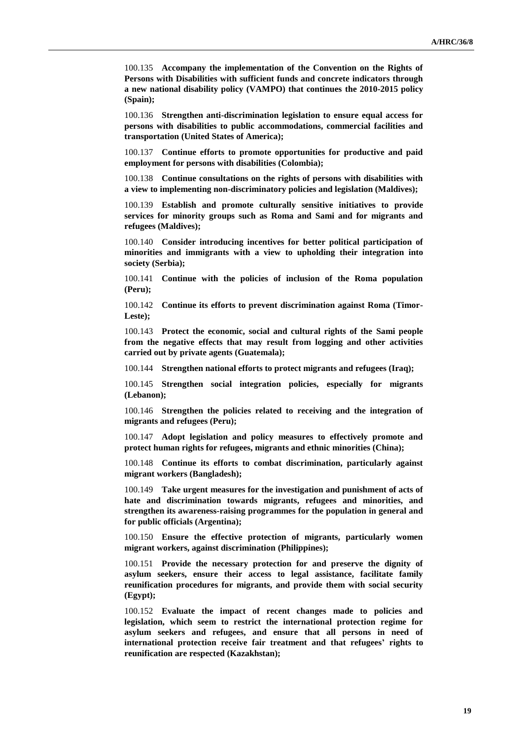100.135 **Accompany the implementation of the Convention on the Rights of Persons with Disabilities with sufficient funds and concrete indicators through a new national disability policy (VAMPO) that continues the 2010-2015 policy (Spain);**

100.136 **Strengthen anti-discrimination legislation to ensure equal access for persons with disabilities to public accommodations, commercial facilities and transportation (United States of America);**

100.137 **Continue efforts to promote opportunities for productive and paid employment for persons with disabilities (Colombia);**

100.138 **Continue consultations on the rights of persons with disabilities with a view to implementing non-discriminatory policies and legislation (Maldives);**

100.139 **Establish and promote culturally sensitive initiatives to provide services for minority groups such as Roma and Sami and for migrants and refugees (Maldives);**

100.140 **Consider introducing incentives for better political participation of minorities and immigrants with a view to upholding their integration into society (Serbia);**

100.141 **Continue with the policies of inclusion of the Roma population (Peru);**

100.142 **Continue its efforts to prevent discrimination against Roma (Timor-Leste);**

100.143 **Protect the economic, social and cultural rights of the Sami people from the negative effects that may result from logging and other activities carried out by private agents (Guatemala);**

100.144 **Strengthen national efforts to protect migrants and refugees (Iraq);**

100.145 **Strengthen social integration policies, especially for migrants (Lebanon);**

100.146 **Strengthen the policies related to receiving and the integration of migrants and refugees (Peru);**

100.147 **Adopt legislation and policy measures to effectively promote and protect human rights for refugees, migrants and ethnic minorities (China);**

100.148 **Continue its efforts to combat discrimination, particularly against migrant workers (Bangladesh);**

100.149 **Take urgent measures for the investigation and punishment of acts of hate and discrimination towards migrants, refugees and minorities, and strengthen its awareness-raising programmes for the population in general and for public officials (Argentina);**

100.150 **Ensure the effective protection of migrants, particularly women migrant workers, against discrimination (Philippines);**

100.151 **Provide the necessary protection for and preserve the dignity of asylum seekers, ensure their access to legal assistance, facilitate family reunification procedures for migrants, and provide them with social security (Egypt);**

100.152 **Evaluate the impact of recent changes made to policies and legislation, which seem to restrict the international protection regime for asylum seekers and refugees, and ensure that all persons in need of international protection receive fair treatment and that refugees' rights to reunification are respected (Kazakhstan);**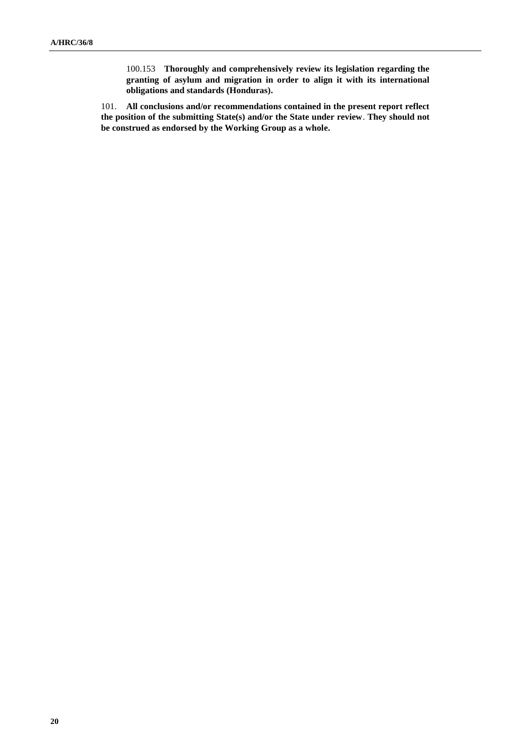100.153 **Thoroughly and comprehensively review its legislation regarding the granting of asylum and migration in order to align it with its international obligations and standards (Honduras).**

101. **All conclusions and/or recommendations contained in the present report reflect the position of the submitting State(s) and/or the State under review**. **They should not be construed as endorsed by the Working Group as a whole.**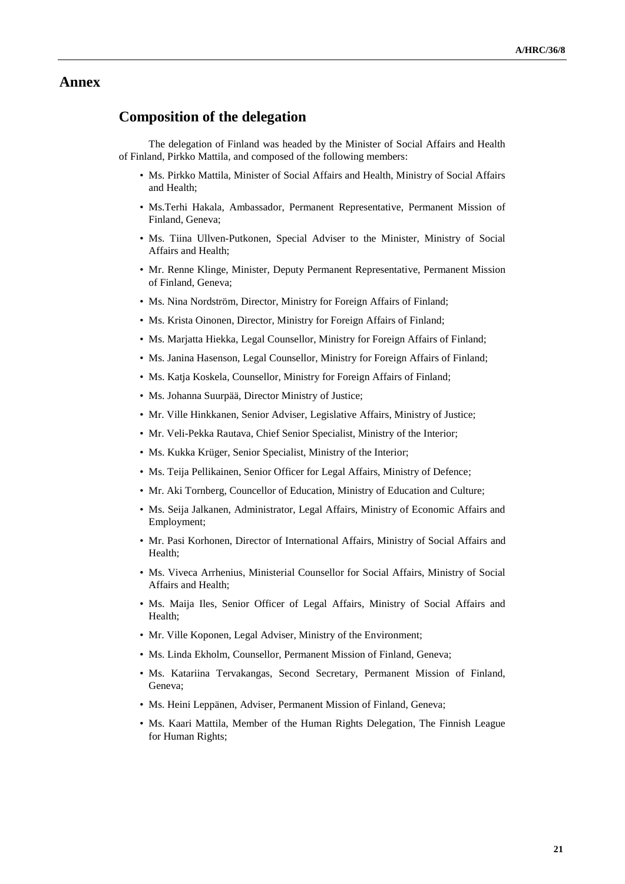# Annex

## Composition of the delegation

The delegation of Finland was headed by the Minister of Social Affairs and Health of Finland, Pirkko Mattila, and composed of the following members:

- Ms. Pirkko Mattila, Minister of Social Affairs and Health, Ministry of Social Affairs and Health;
- Ms.Terhi Hakala, Ambassador, Permanent Representative, Permanent Mission of Finland, Geneva;
- Ms. Tiina Ullven-Putkonen, Special Adviser to the Minister, Ministry of Social Affairs and Health;
- Mr. Renne Klinge, Minister, Deputy Permanent Representative, Permanent Mission of Finland, Geneva;
- Ms. Nina Nordström, Director, Ministry for Foreign Affairs of Finland;
- Ms. Krista Oinonen, Director, Ministry for Foreign Affairs of Finland;
- Ms. Marjatta Hiekka, Legal Counsellor, Ministry for Foreign Affairs of Finland;
- Ms. Janina Hasenson, Legal Counsellor, Ministry for Foreign Affairs of Finland;
- Ms. Katja Koskela, Counsellor, Ministry for Foreign Affairs of Finland;
- Ms. Johanna Suurpää, Director Ministry of Justice;
- Mr. Ville Hinkkanen, Senior Adviser, Legislative Affairs, Ministry of Justice;
- Mr. Veli-Pekka Rautava, Chief Senior Specialist, Ministry of the Interior;
- Ms. Kukka Krüger, Senior Specialist, Ministry of the Interior;
- Ms. Teija Pellikainen, Senior Officer for Legal Affairs, Ministry of Defence;
- Mr. Aki Tornberg, Councellor of Education, Ministry of Education and Culture;
- Ms. Seija Jalkanen, Administrator, Legal Affairs, Ministry of Economic Affairs and Employment;
- Mr. Pasi Korhonen, Director of International Affairs, Ministry of Social Affairs and Health;
- Ms. Viveca Arrhenius, Ministerial Counsellor for Social Affairs, Ministry of Social Affairs and Health;
- Ms. Maija Iles, Senior Officer of Legal Affairs, Ministry of Social Affairs and Health;
- Mr. Ville Koponen, Legal Adviser, Ministry of the Environment;
- Ms. Linda Ekholm, Counsellor, Permanent Mission of Finland, Geneva;
- Ms. Katariina Tervakangas, Second Secretary, Permanent Mission of Finland, Geneva;
- Ms. Heini Leppänen, Adviser, Permanent Mission of Finland, Geneva;
- Ms. Kaari Mattila, Member of the Human Rights Delegation, The Finnish League for Human Rights;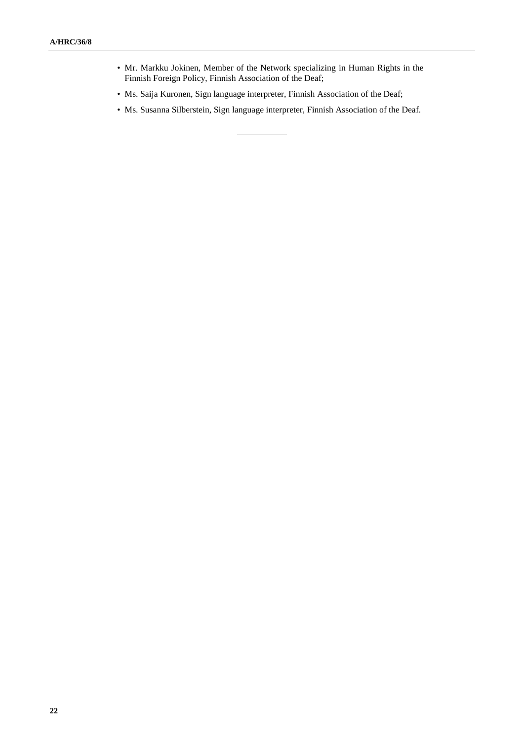- Mr. Markku Jokinen, Member of the Network specializing in Human Rights in the Finnish Foreign Policy, Finnish Association of the Deaf;
- Ms. Saija Kuronen, Sign language interpreter, Finnish Association of the Deaf;
- Ms. Susanna Silberstein, Sign language interpreter, Finnish Association of the Deaf.